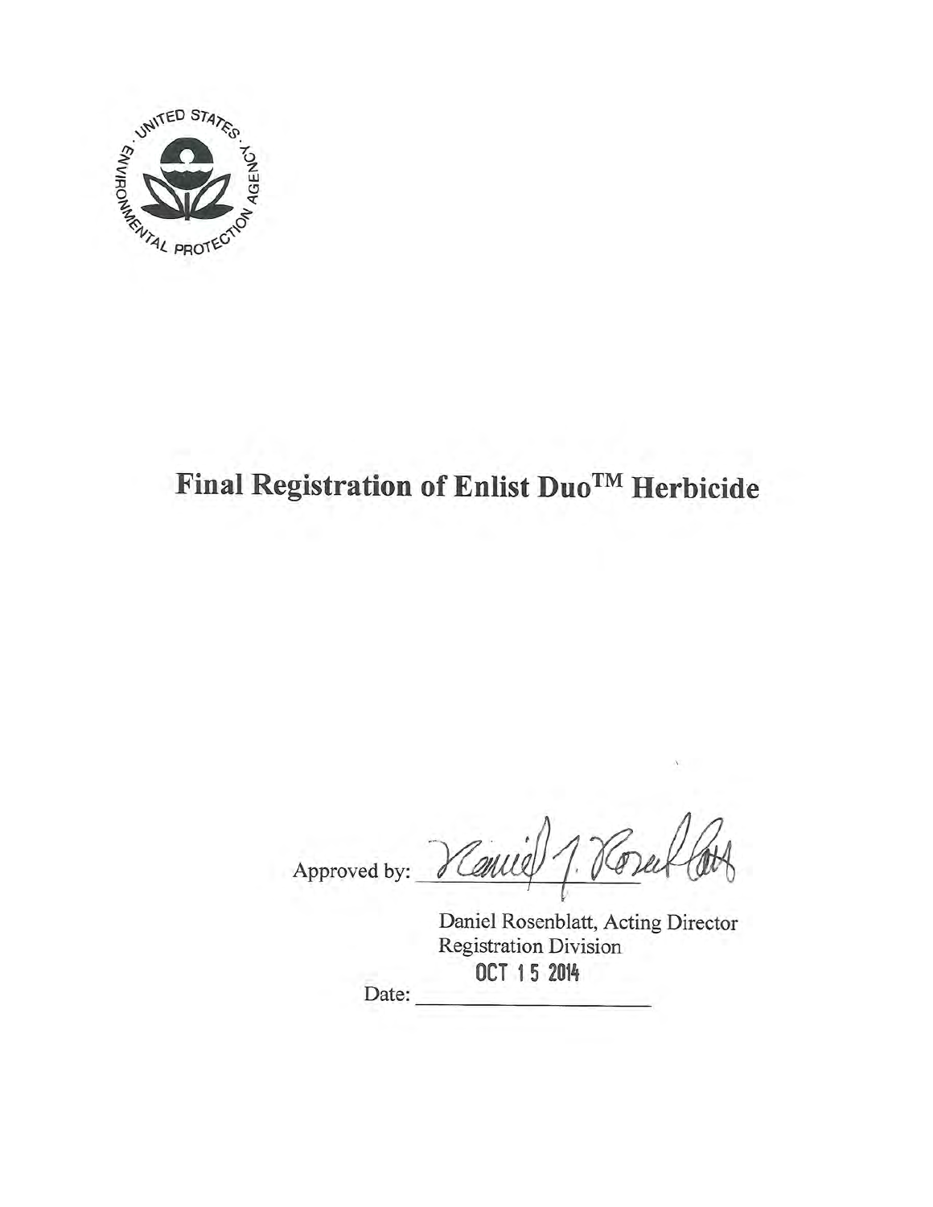# Final Registration of Enlist Duo™ Herbicide

Approved by: 

Daniel Rosenblatt, Acting Director
Registration Division

Date: OCT 15 2014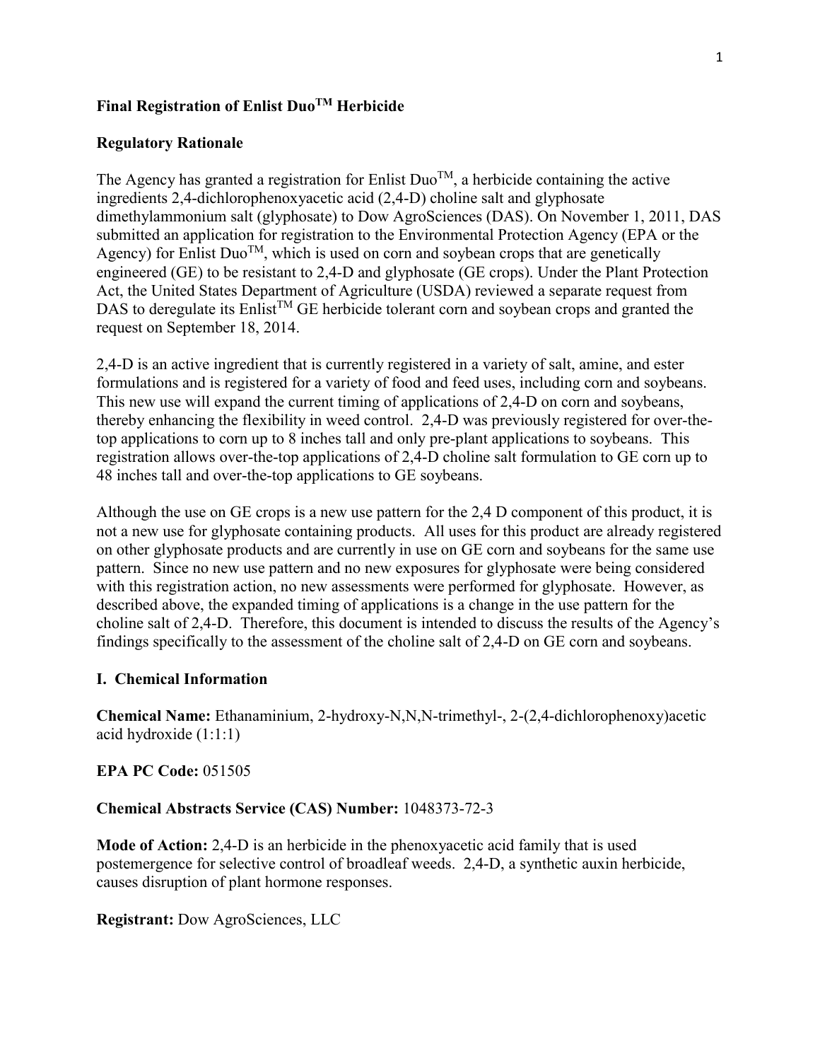# Final Registration of Enlist Duo$^{TM}$ Herbicide

## Regulatory Rationale

The Agency has granted a registration for Enlist Duo$^{TM}$, a herbicide containing the active ingredients 2,4-dichlorophenoxyacetic acid (2,4-D) choline salt and glyphosate dimethylammonium salt (glyphosate) to Dow AgroSciences (DAS). On November 1, 2011, DAS submitted an application for registration to the Environmental Protection Agency (EPA or the Agency) for Enlist Duo$^{TM}$, which is used on corn and soybean crops that are genetically engineered (GE) to be resistant to 2,4-D and glyphosate (GE crops). Under the Plant Protection Act, the United States Department of Agriculture (USDA) reviewed a separate request from DAS to deregulate its Enlist$^{TM}$ GE herbicide tolerant corn and soybean crops and granted the request on September 18, 2014.

2,4-D is an active ingredient that is currently registered in a variety of salt, amine, and ester formulations and is registered for a variety of food and feed uses, including corn and soybeans. This new use will expand the current timing of applications of 2,4-D on corn and soybeans, thereby enhancing the flexibility in weed control. 2,4-D was previously registered for over-the-top applications to corn up to 8 inches tall and only pre-plant applications to soybeans. This registration allows over-the-top applications of 2,4-D choline salt formulation to GE corn up to 48 inches tall and over-the-top applications to GE soybeans.

Although the use on GE crops is a new use pattern for the 2,4 D component of this product, it is not a new use for glyphosate containing products. All uses for this product are already registered on other glyphosate products and are currently in use on GE corn and soybeans for the same use pattern. Since no new use pattern and no new exposures for glyphosate were being considered with this registration action, no new assessments were performed for glyphosate. However, as described above, the expanded timing of applications is a change in the use pattern for the choline salt of 2,4-D. Therefore, this document is intended to discuss the results of the Agency's findings specifically to the assessment of the choline salt of 2,4-D on GE corn and soybeans.

## I. Chemical Information

**Chemical Name:** Ethanaminium, 2-hydroxy-N,N,N-trimethyl-, 2-(2,4-dichlorophenoxy)acetic acid hydroxide (1:1:1)

**EPA PC Code:** 051505

**Chemical Abstracts Service (CAS) Number:** 1048373-72-3

**Mode of Action:** 2,4-D is an herbicide in the phenoxyacetic acid family that is used postemergence for selective control of broadleaf weeds. 2,4-D, a synthetic auxin herbicide, causes disruption of plant hormone responses.

**Registrant:** Dow AgroSciences, LLC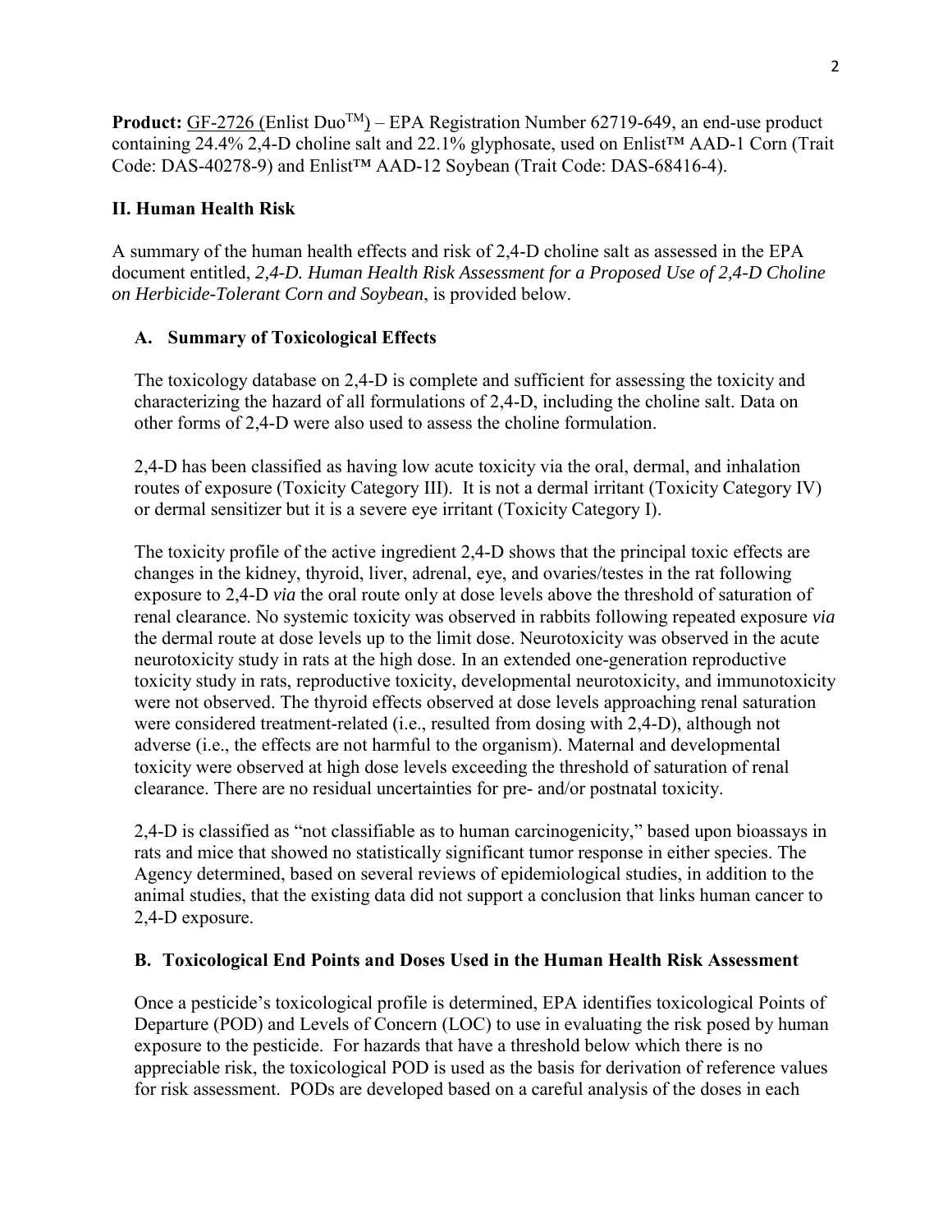**Product:** GF-2726 (Enlist Duo™) – EPA Registration Number 62719-649, an end-use product containing 24.4% 2,4-D choline salt and 22.1% glyphosate, used on Enlist™ AAD-1 Corn (Trait Code: DAS-40278-9) and Enlist™ AAD-12 Soybean (Trait Code: DAS-68416-4).

## II. Human Health Risk

A summary of the human health effects and risk of 2,4-D choline salt as assessed in the EPA document entitled, *2,4-D. Human Health Risk Assessment for a Proposed Use of 2,4-D Choline on Herbicide-Tolerant Corn and Soybean*, is provided below.

### A. Summary of Toxicological Effects

The toxicology database on 2,4-D is complete and sufficient for assessing the toxicity and characterizing the hazard of all formulations of 2,4-D, including the choline salt. Data on other forms of 2,4-D were also used to assess the choline formulation.

2,4-D has been classified as having low acute toxicity via the oral, dermal, and inhalation routes of exposure (Toxicity Category III). It is not a dermal irritant (Toxicity Category IV) or dermal sensitizer but it is a severe eye irritant (Toxicity Category I).

The toxicity profile of the active ingredient 2,4-D shows that the principal toxic effects are changes in the kidney, thyroid, liver, adrenal, eye, and ovaries/testes in the rat following exposure to 2,4-D *via* the oral route only at dose levels above the threshold of saturation of renal clearance. No systemic toxicity was observed in rabbits following repeated exposure *via* the dermal route at dose levels up to the limit dose. Neurotoxicity was observed in the acute neurotoxicity study in rats at the high dose. In an extended one-generation reproductive toxicity study in rats, reproductive toxicity, developmental neurotoxicity, and immunotoxicity were not observed. The thyroid effects observed at dose levels approaching renal saturation were considered treatment-related (i.e., resulted from dosing with 2,4-D), although not adverse (i.e., the effects are not harmful to the organism). Maternal and developmental toxicity were observed at high dose levels exceeding the threshold of saturation of renal clearance. There are no residual uncertainties for pre- and/or postnatal toxicity.

2,4-D is classified as "not classifiable as to human carcinogenicity," based upon bioassays in rats and mice that showed no statistically significant tumor response in either species. The Agency determined, based on several reviews of epidemiological studies, in addition to the animal studies, that the existing data did not support a conclusion that links human cancer to 2,4-D exposure.

### B. Toxicological End Points and Doses Used in the Human Health Risk Assessment

Once a pesticide's toxicological profile is determined, EPA identifies toxicological Points of Departure (POD) and Levels of Concern (LOC) to use in evaluating the risk posed by human exposure to the pesticide. For hazards that have a threshold below which there is no appreciable risk, the toxicological POD is used as the basis for derivation of reference values for risk assessment. PODs are developed based on a careful analysis of the doses in each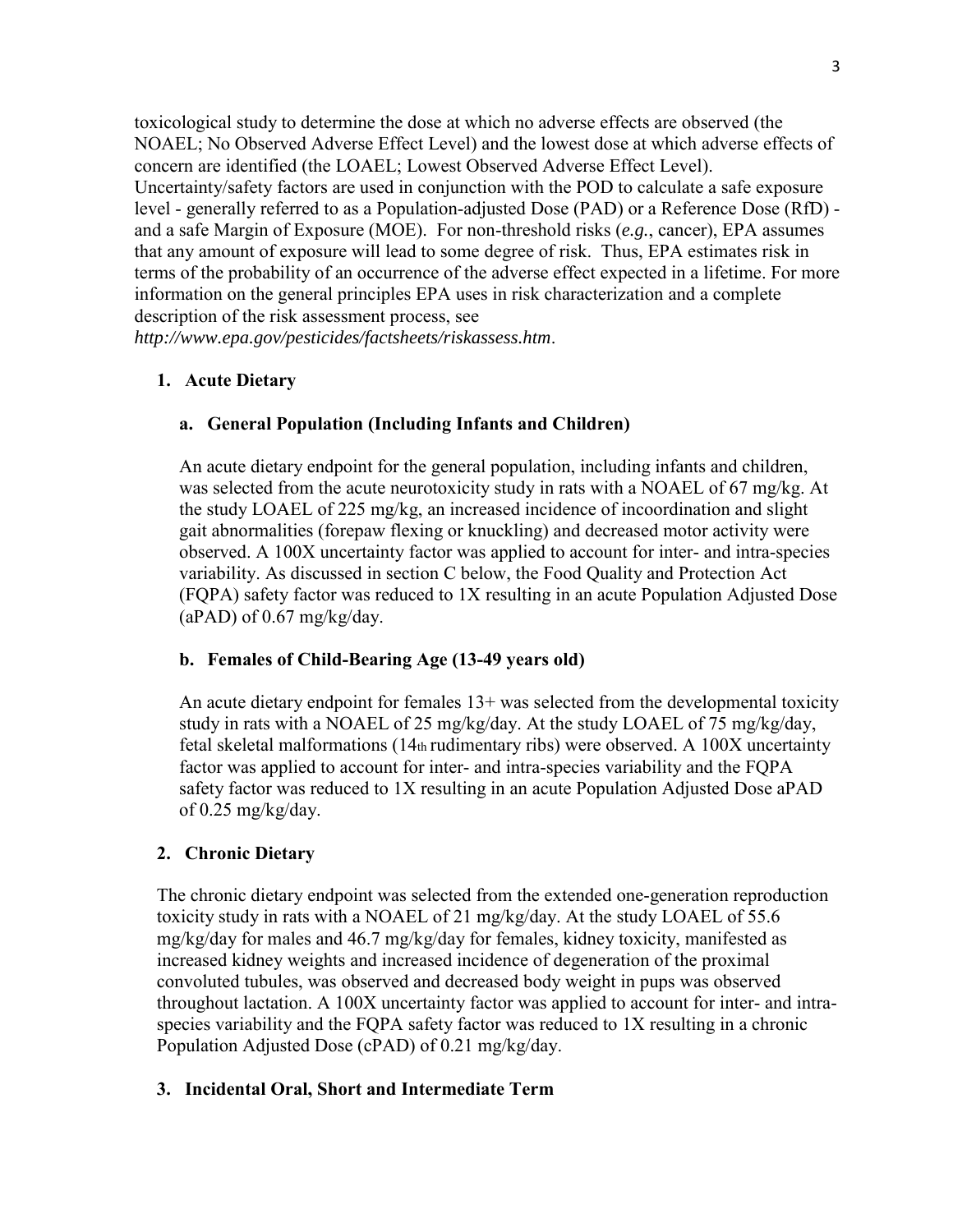toxicological study to determine the dose at which no adverse effects are observed (the NOAEL; No Observed Adverse Effect Level) and the lowest dose at which adverse effects of concern are identified (the LOAEL; Lowest Observed Adverse Effect Level). Uncertainty/safety factors are used in conjunction with the POD to calculate a safe exposure level - generally referred to as a Population-adjusted Dose (PAD) or a Reference Dose (RfD) - and a safe Margin of Exposure (MOE). For non-threshold risks (*e.g.*, cancer), EPA assumes that any amount of exposure will lead to some degree of risk. Thus, EPA estimates risk in terms of the probability of an occurrence of the adverse effect expected in a lifetime. For more information on the general principles EPA uses in risk characterization and a complete description of the risk assessment process, see *http://www.epa.gov/pesticides/factsheets/riskassess.htm*.

## 1. Acute Dietary

### a. General Population (Including Infants and Children)

An acute dietary endpoint for the general population, including infants and children, was selected from the acute neurotoxicity study in rats with a NOAEL of 67 mg/kg. At the study LOAEL of 225 mg/kg, an increased incidence of incoordination and slight gait abnormalities (forepaw flexing or knuckling) and decreased motor activity were observed. A 100X uncertainty factor was applied to account for inter- and intra-species variability. As discussed in section C below, the Food Quality and Protection Act (FQPA) safety factor was reduced to 1X resulting in an acute Population Adjusted Dose (aPAD) of 0.67 mg/kg/day.

### b. Females of Child-Bearing Age (13-49 years old)

An acute dietary endpoint for females 13+ was selected from the developmental toxicity study in rats with a NOAEL of 25 mg/kg/day. At the study LOAEL of 75 mg/kg/day, fetal skeletal malformations (14th rudimentary ribs) were observed. A 100X uncertainty factor was applied to account for inter- and intra-species variability and the FQPA safety factor was reduced to 1X resulting in an acute Population Adjusted Dose aPAD of 0.25 mg/kg/day.

## 2. Chronic Dietary

The chronic dietary endpoint was selected from the extended one-generation reproduction toxicity study in rats with a NOAEL of 21 mg/kg/day. At the study LOAEL of 55.6 mg/kg/day for males and 46.7 mg/kg/day for females, kidney toxicity, manifested as increased kidney weights and increased incidence of degeneration of the proximal convoluted tubules, was observed and decreased body weight in pups was observed throughout lactation. A 100X uncertainty factor was applied to account for inter- and intra-species variability and the FQPA safety factor was reduced to 1X resulting in a chronic Population Adjusted Dose (cPAD) of 0.21 mg/kg/day.

## 3. Incidental Oral, Short and Intermediate Term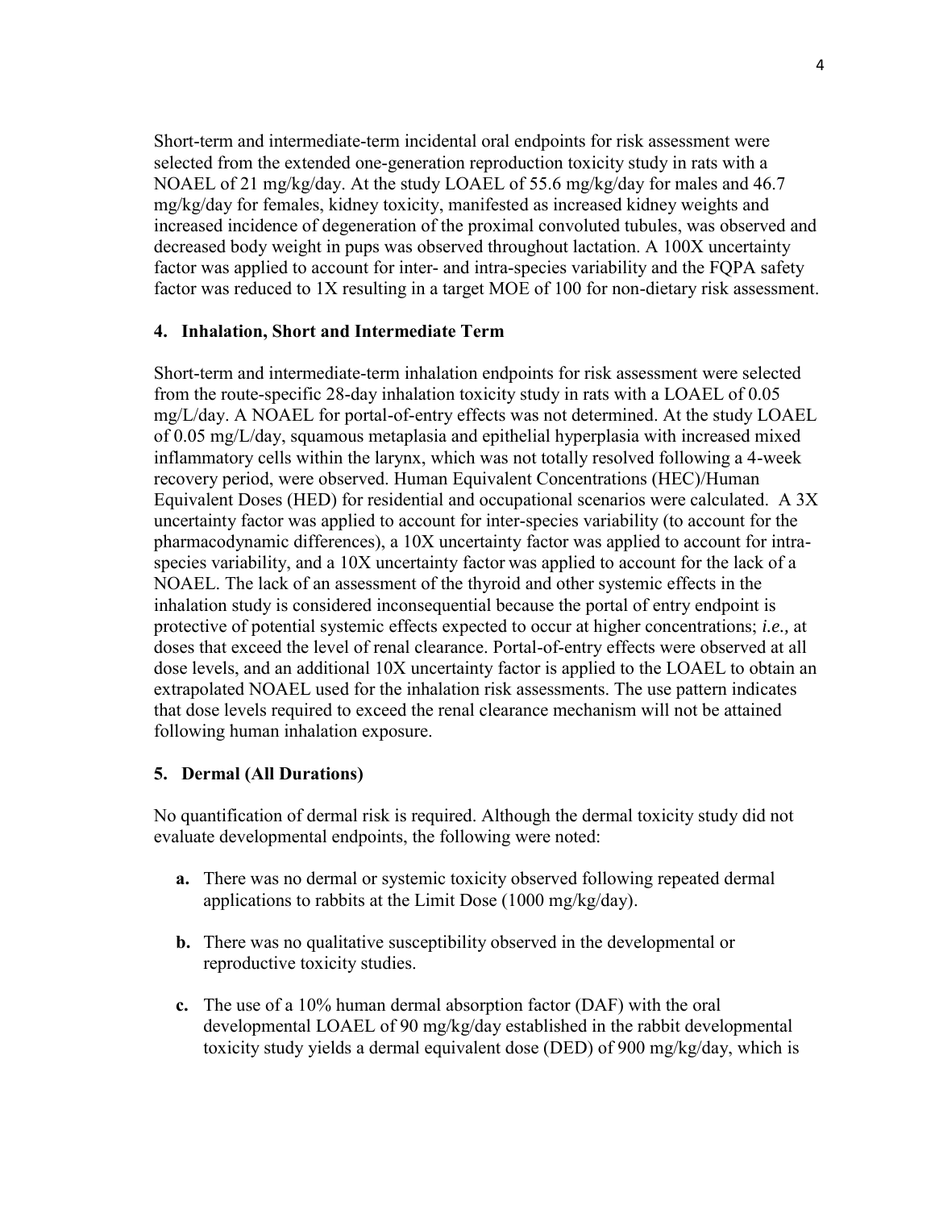Short-term and intermediate-term incidental oral endpoints for risk assessment were selected from the extended one-generation reproduction toxicity study in rats with a NOAEL of 21 mg/kg/day. At the study LOAEL of 55.6 mg/kg/day for males and 46.7 mg/kg/day for females, kidney toxicity, manifested as increased kidney weights and increased incidence of degeneration of the proximal convoluted tubules, was observed and decreased body weight in pups was observed throughout lactation. A 100X uncertainty factor was applied to account for inter- and intra-species variability and the FQPA safety factor was reduced to 1X resulting in a target MOE of 100 for non-dietary risk assessment.

#### 4. Inhalation, Short and Intermediate Term

Short-term and intermediate-term inhalation endpoints for risk assessment were selected from the route-specific 28-day inhalation toxicity study in rats with a LOAEL of 0.05 mg/L/day. A NOAEL for portal-of-entry effects was not determined. At the study LOAEL of 0.05 mg/L/day, squamous metaplasia and epithelial hyperplasia with increased mixed inflammatory cells within the larynx, which was not totally resolved following a 4-week recovery period, were observed. Human Equivalent Concentrations (HEC)/Human Equivalent Doses (HED) for residential and occupational scenarios were calculated. A 3X uncertainty factor was applied to account for inter-species variability (to account for the pharmacodynamic differences), a 10X uncertainty factor was applied to account for intra-species variability, and a 10X uncertainty factor was applied to account for the lack of a NOAEL. The lack of an assessment of the thyroid and other systemic effects in the inhalation study is considered inconsequential because the portal of entry endpoint is protective of potential systemic effects expected to occur at higher concentrations; *i.e.,* at doses that exceed the level of renal clearance. Portal-of-entry effects were observed at all dose levels, and an additional 10X uncertainty factor is applied to the LOAEL to obtain an extrapolated NOAEL used for the inhalation risk assessments. The use pattern indicates that dose levels required to exceed the renal clearance mechanism will not be attained following human inhalation exposure.

#### 5. Dermal (All Durations)

No quantification of dermal risk is required. Although the dermal toxicity study did not evaluate developmental endpoints, the following were noted:

- **a.** There was no dermal or systemic toxicity observed following repeated dermal applications to rabbits at the Limit Dose (1000 mg/kg/day).
- **b.** There was no qualitative susceptibility observed in the developmental or reproductive toxicity studies.
- **c.** The use of a 10% human dermal absorption factor (DAF) with the oral developmental LOAEL of 90 mg/kg/day established in the rabbit developmental toxicity study yields a dermal equivalent dose (DED) of 900 mg/kg/day, which is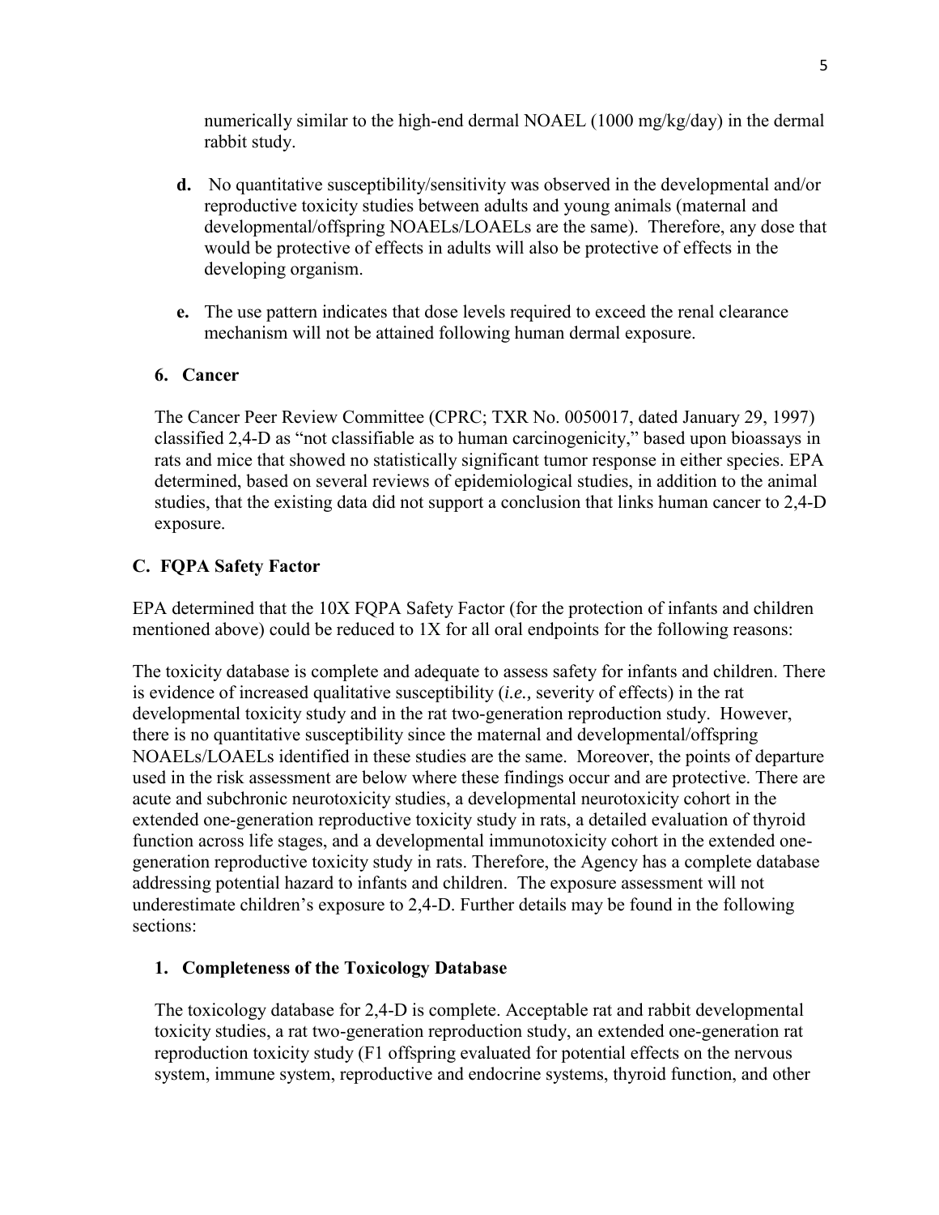numerically similar to the high-end dermal NOAEL (1000 mg/kg/day) in the dermal rabbit study.

**d.** No quantitative susceptibility/sensitivity was observed in the developmental and/or reproductive toxicity studies between adults and young animals (maternal and developmental/offspring NOAELs/LOAELs are the same). Therefore, any dose that would be protective of effects in adults will also be protective of effects in the developing organism.

**e.** The use pattern indicates that dose levels required to exceed the renal clearance mechanism will not be attained following human dermal exposure.

### 6. Cancer

The Cancer Peer Review Committee (CPRC; TXR No. 0050017, dated January 29, 1997) classified 2,4-D as "not classifiable as to human carcinogenicity," based upon bioassays in rats and mice that showed no statistically significant tumor response in either species. EPA determined, based on several reviews of epidemiological studies, in addition to the animal studies, that the existing data did not support a conclusion that links human cancer to 2,4-D exposure.

## C. FQPA Safety Factor

EPA determined that the 10X FQPA Safety Factor (for the protection of infants and children mentioned above) could be reduced to 1X for all oral endpoints for the following reasons:

The toxicity database is complete and adequate to assess safety for infants and children. There is evidence of increased qualitative susceptibility (*i.e.,* severity of effects) in the rat developmental toxicity study and in the rat two-generation reproduction study. However, there is no quantitative susceptibility since the maternal and developmental/offspring NOAELs/LOAELs identified in these studies are the same. Moreover, the points of departure used in the risk assessment are below where these findings occur and are protective. There are acute and subchronic neurotoxicity studies, a developmental neurotoxicity cohort in the extended one-generation reproductive toxicity study in rats, a detailed evaluation of thyroid function across life stages, and a developmental immunotoxicity cohort in the extended one-generation reproductive toxicity study in rats. Therefore, the Agency has a complete database addressing potential hazard to infants and children. The exposure assessment will not underestimate children's exposure to 2,4-D. Further details may be found in the following sections:

### 1. Completeness of the Toxicology Database

The toxicology database for 2,4-D is complete. Acceptable rat and rabbit developmental toxicity studies, a rat two-generation reproduction study, an extended one-generation rat reproduction toxicity study (F1 offspring evaluated for potential effects on the nervous system, immune system, reproductive and endocrine systems, thyroid function, and other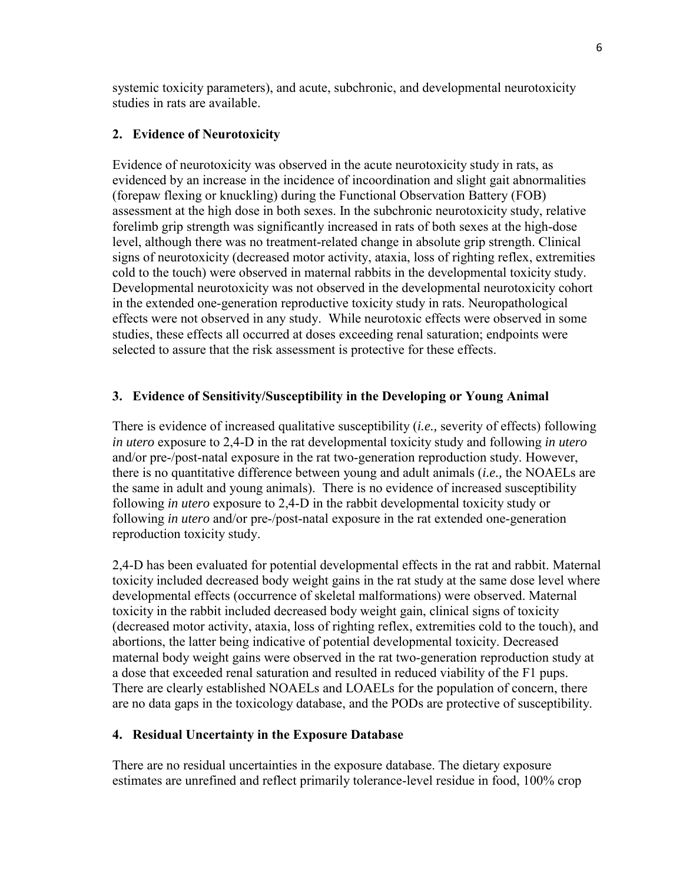systemic toxicity parameters), and acute, subchronic, and developmental neurotoxicity studies in rats are available.

### 2. Evidence of Neurotoxicity

Evidence of neurotoxicity was observed in the acute neurotoxicity study in rats, as evidenced by an increase in the incidence of incoordination and slight gait abnormalities (forepaw flexing or knuckling) during the Functional Observation Battery (FOB) assessment at the high dose in both sexes. In the subchronic neurotoxicity study, relative forelimb grip strength was significantly increased in rats of both sexes at the high-dose level, although there was no treatment-related change in absolute grip strength. Clinical signs of neurotoxicity (decreased motor activity, ataxia, loss of righting reflex, extremities cold to the touch) were observed in maternal rabbits in the developmental toxicity study. Developmental neurotoxicity was not observed in the developmental neurotoxicity cohort in the extended one-generation reproductive toxicity study in rats. Neuropathological effects were not observed in any study. While neurotoxic effects were observed in some studies, these effects all occurred at doses exceeding renal saturation; endpoints were selected to assure that the risk assessment is protective for these effects.

### 3. Evidence of Sensitivity/Susceptibility in the Developing or Young Animal

There is evidence of increased qualitative susceptibility (*i.e.,* severity of effects) following *in utero* exposure to 2,4-D in the rat developmental toxicity study and following *in utero* and/or pre-/post-natal exposure in the rat two-generation reproduction study. However, there is no quantitative difference between young and adult animals (*i.e.,* the NOAELs are the same in adult and young animals). There is no evidence of increased susceptibility following *in utero* exposure to 2,4-D in the rabbit developmental toxicity study or following *in utero* and/or pre-/post-natal exposure in the rat extended one-generation reproduction toxicity study.

2,4-D has been evaluated for potential developmental effects in the rat and rabbit. Maternal toxicity included decreased body weight gains in the rat study at the same dose level where developmental effects (occurrence of skeletal malformations) were observed. Maternal toxicity in the rabbit included decreased body weight gain, clinical signs of toxicity (decreased motor activity, ataxia, loss of righting reflex, extremities cold to the touch), and abortions, the latter being indicative of potential developmental toxicity. Decreased maternal body weight gains were observed in the rat two-generation reproduction study at a dose that exceeded renal saturation and resulted in reduced viability of the F1 pups. There are clearly established NOAELs and LOAELs for the population of concern, there are no data gaps in the toxicology database, and the PODs are protective of susceptibility.

### 4. Residual Uncertainty in the Exposure Database

There are no residual uncertainties in the exposure database. The dietary exposure estimates are unrefined and reflect primarily tolerance-level residue in food, 100% crop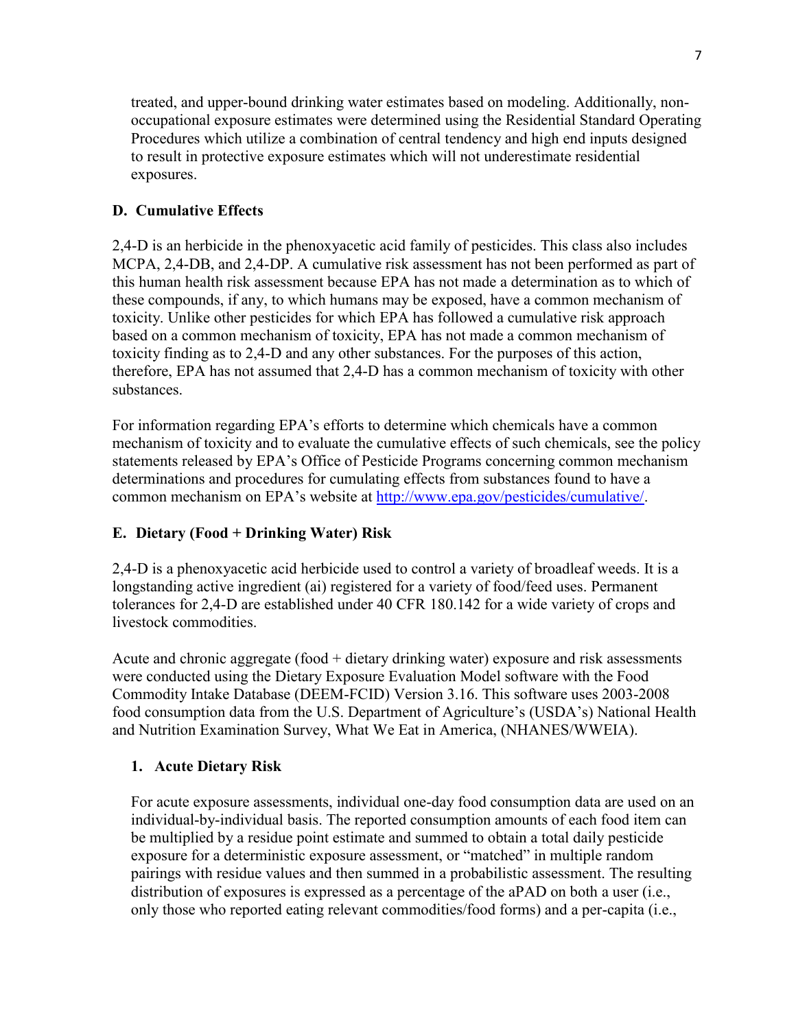treated, and upper-bound drinking water estimates based on modeling. Additionally, non-occupational exposure estimates were determined using the Residential Standard Operating Procedures which utilize a combination of central tendency and high end inputs designed to result in protective exposure estimates which will not underestimate residential exposures.

### D. Cumulative Effects

2,4-D is an herbicide in the phenoxyacetic acid family of pesticides. This class also includes MCPA, 2,4-DB, and 2,4-DP. A cumulative risk assessment has not been performed as part of this human health risk assessment because EPA has not made a determination as to which of these compounds, if any, to which humans may be exposed, have a common mechanism of toxicity. Unlike other pesticides for which EPA has followed a cumulative risk approach based on a common mechanism of toxicity, EPA has not made a common mechanism of toxicity finding as to 2,4-D and any other substances. For the purposes of this action, therefore, EPA has not assumed that 2,4-D has a common mechanism of toxicity with other substances.

For information regarding EPA's efforts to determine which chemicals have a common mechanism of toxicity and to evaluate the cumulative effects of such chemicals, see the policy statements released by EPA's Office of Pesticide Programs concerning common mechanism determinations and procedures for cumulating effects from substances found to have a common mechanism on EPA's website at http://www.epa.gov/pesticides/cumulative/.

### E. Dietary (Food + Drinking Water) Risk

2,4-D is a phenoxyacetic acid herbicide used to control a variety of broadleaf weeds. It is a longstanding active ingredient (ai) registered for a variety of food/feed uses. Permanent tolerances for 2,4-D are established under 40 CFR 180.142 for a wide variety of crops and livestock commodities.

Acute and chronic aggregate (food + dietary drinking water) exposure and risk assessments were conducted using the Dietary Exposure Evaluation Model software with the Food Commodity Intake Database (DEEM-FCID) Version 3.16. This software uses 2003-2008 food consumption data from the U.S. Department of Agriculture's (USDA's) National Health and Nutrition Examination Survey, What We Eat in America, (NHANES/WWEIA).

#### 1. Acute Dietary Risk

For acute exposure assessments, individual one-day food consumption data are used on an individual-by-individual basis. The reported consumption amounts of each food item can be multiplied by a residue point estimate and summed to obtain a total daily pesticide exposure for a deterministic exposure assessment, or "matched" in multiple random pairings with residue values and then summed in a probabilistic assessment. The resulting distribution of exposures is expressed as a percentage of the aPAD on both a user (i.e., only those who reported eating relevant commodities/food forms) and a per-capita (i.e.,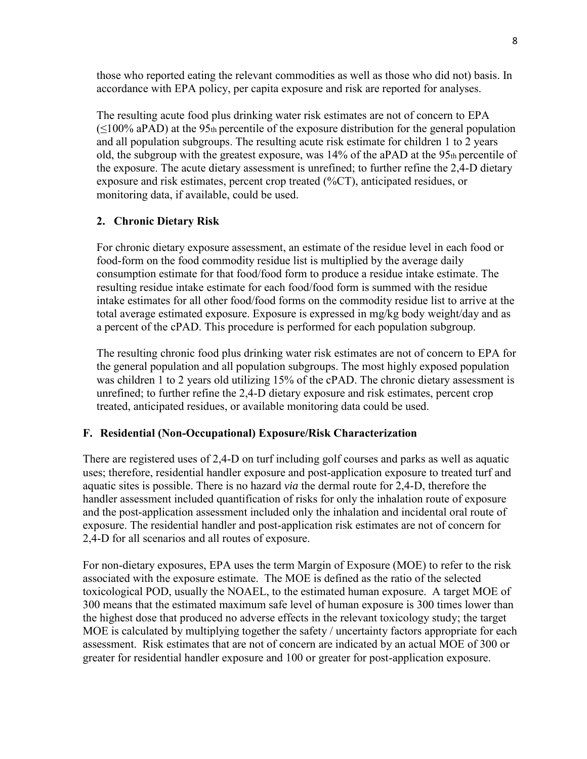those who reported eating the relevant commodities as well as those who did not) basis. In accordance with EPA policy, per capita exposure and risk are reported for analyses.

The resulting acute food plus drinking water risk estimates are not of concern to EPA (≤100% aPAD) at the 95th percentile of the exposure distribution for the general population and all population subgroups. The resulting acute risk estimate for children 1 to 2 years old, the subgroup with the greatest exposure, was 14% of the aPAD at the 95th percentile of the exposure. The acute dietary assessment is unrefined; to further refine the 2,4-D dietary exposure and risk estimates, percent crop treated (%CT), anticipated residues, or monitoring data, if available, could be used.

### 2. Chronic Dietary Risk

For chronic dietary exposure assessment, an estimate of the residue level in each food or food-form on the food commodity residue list is multiplied by the average daily consumption estimate for that food/food form to produce a residue intake estimate. The resulting residue intake estimate for each food/food form is summed with the residue intake estimates for all other food/food forms on the commodity residue list to arrive at the total average estimated exposure. Exposure is expressed in mg/kg body weight/day and as a percent of the cPAD. This procedure is performed for each population subgroup.

The resulting chronic food plus drinking water risk estimates are not of concern to EPA for the general population and all population subgroups. The most highly exposed population was children 1 to 2 years old utilizing 15% of the cPAD. The chronic dietary assessment is unrefined; to further refine the 2,4-D dietary exposure and risk estimates, percent crop treated, anticipated residues, or available monitoring data could be used.

## F. Residential (Non-Occupational) Exposure/Risk Characterization

There are registered uses of 2,4-D on turf including golf courses and parks as well as aquatic uses; therefore, residential handler exposure and post-application exposure to treated turf and aquatic sites is possible. There is no hazard *via* the dermal route for 2,4-D, therefore the handler assessment included quantification of risks for only the inhalation route of exposure and the post-application assessment included only the inhalation and incidental oral route of exposure. The residential handler and post-application risk estimates are not of concern for 2,4-D for all scenarios and all routes of exposure.

For non-dietary exposures, EPA uses the term Margin of Exposure (MOE) to refer to the risk associated with the exposure estimate. The MOE is defined as the ratio of the selected toxicological POD, usually the NOAEL, to the estimated human exposure. A target MOE of 300 means that the estimated maximum safe level of human exposure is 300 times lower than the highest dose that produced no adverse effects in the relevant toxicology study; the target MOE is calculated by multiplying together the safety / uncertainty factors appropriate for each assessment. Risk estimates that are not of concern are indicated by an actual MOE of 300 or greater for residential handler exposure and 100 or greater for post-application exposure.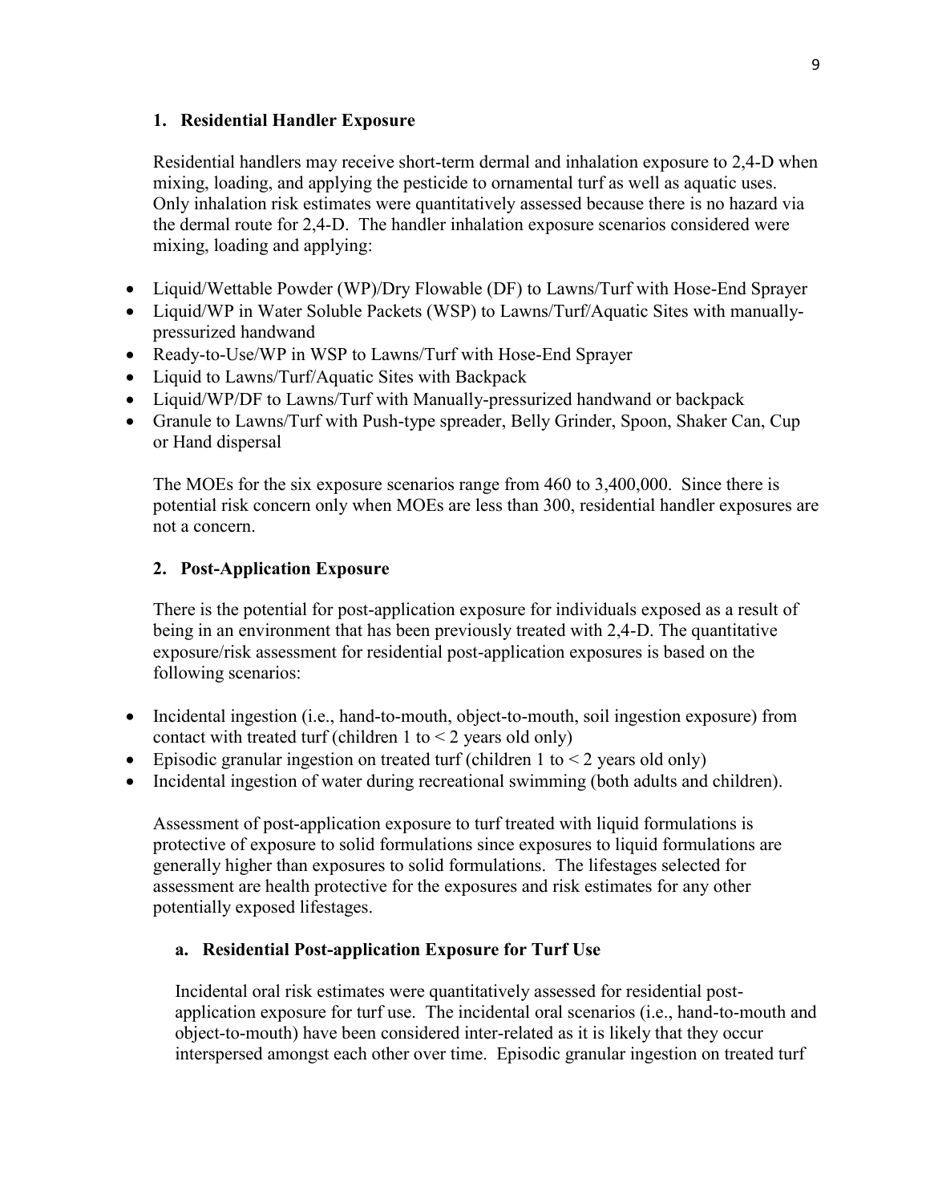### 1. Residential Handler Exposure

Residential handlers may receive short-term dermal and inhalation exposure to 2,4-D when mixing, loading, and applying the pesticide to ornamental turf as well as aquatic uses. Only inhalation risk estimates were quantitatively assessed because there is no hazard via the dermal route for 2,4-D. The handler inhalation exposure scenarios considered were mixing, loading and applying:

- Liquid/Wettable Powder (WP)/Dry Flowable (DF) to Lawns/Turf with Hose-End Sprayer
- Liquid/WP in Water Soluble Packets (WSP) to Lawns/Turf/Aquatic Sites with manually-pressurized handwand
- Ready-to-Use/WP in WSP to Lawns/Turf with Hose-End Sprayer
- Liquid to Lawns/Turf/Aquatic Sites with Backpack
- Liquid/WP/DF to Lawns/Turf with Manually-pressurized handwand or backpack
- Granule to Lawns/Turf with Push-type spreader, Belly Grinder, Spoon, Shaker Can, Cup or Hand dispersal

The MOEs for the six exposure scenarios range from 460 to 3,400,000. Since there is potential risk concern only when MOEs are less than 300, residential handler exposures are not a concern.

### 2. Post-Application Exposure

There is the potential for post-application exposure for individuals exposed as a result of being in an environment that has been previously treated with 2,4-D. The quantitative exposure/risk assessment for residential post-application exposures is based on the following scenarios:

- Incidental ingestion (i.e., hand-to-mouth, object-to-mouth, soil ingestion exposure) from contact with treated turf (children 1 to < 2 years old only)
- Episodic granular ingestion on treated turf (children 1 to < 2 years old only)
- Incidental ingestion of water during recreational swimming (both adults and children).

Assessment of post-application exposure to turf treated with liquid formulations is protective of exposure to solid formulations since exposures to liquid formulations are generally higher than exposures to solid formulations. The lifestages selected for assessment are health protective for the exposures and risk estimates for any other potentially exposed lifestages.

#### a. Residential Post-application Exposure for Turf Use

Incidental oral risk estimates were quantitatively assessed for residential post-application exposure for turf use. The incidental oral scenarios (i.e., hand-to-mouth and object-to-mouth) have been considered inter-related as it is likely that they occur interspersed amongst each other over time. Episodic granular ingestion on treated turf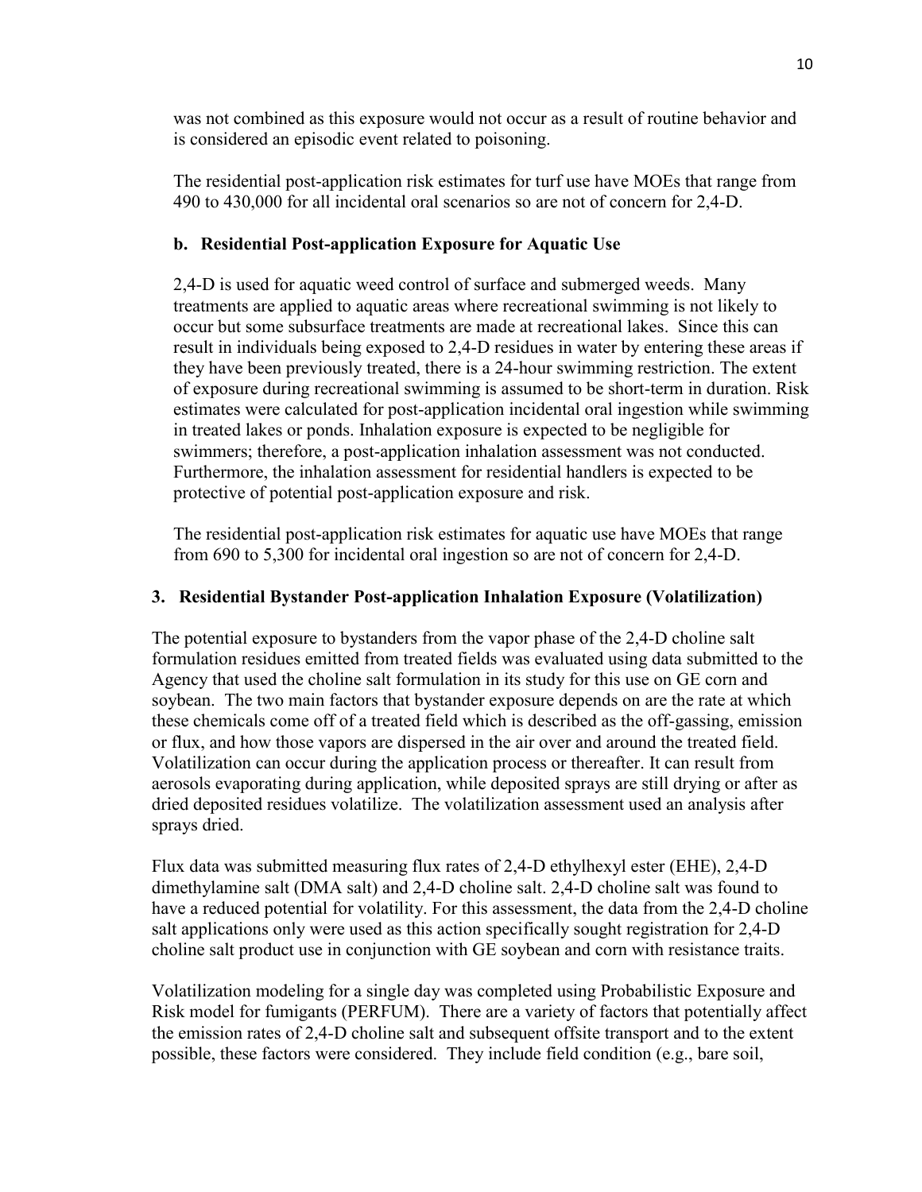was not combined as this exposure would not occur as a result of routine behavior and is considered an episodic event related to poisoning.

The residential post-application risk estimates for turf use have MOEs that range from 490 to 430,000 for all incidental oral scenarios so are not of concern for 2,4-D.

**b. Residential Post-application Exposure for Aquatic Use**

2,4-D is used for aquatic weed control of surface and submerged weeds. Many treatments are applied to aquatic areas where recreational swimming is not likely to occur but some subsurface treatments are made at recreational lakes. Since this can result in individuals being exposed to 2,4-D residues in water by entering these areas if they have been previously treated, there is a 24-hour swimming restriction. The extent of exposure during recreational swimming is assumed to be short-term in duration. Risk estimates were calculated for post-application incidental oral ingestion while swimming in treated lakes or ponds. Inhalation exposure is expected to be negligible for swimmers; therefore, a post-application inhalation assessment was not conducted. Furthermore, the inhalation assessment for residential handlers is expected to be protective of potential post-application exposure and risk.

The residential post-application risk estimates for aquatic use have MOEs that range from 690 to 5,300 for incidental oral ingestion so are not of concern for 2,4-D.

### 3. Residential Bystander Post-application Inhalation Exposure (Volatilization)

The potential exposure to bystanders from the vapor phase of the 2,4-D choline salt formulation residues emitted from treated fields was evaluated using data submitted to the Agency that used the choline salt formulation in its study for this use on GE corn and soybean. The two main factors that bystander exposure depends on are the rate at which these chemicals come off of a treated field which is described as the off-gassing, emission or flux, and how those vapors are dispersed in the air over and around the treated field. Volatilization can occur during the application process or thereafter. It can result from aerosols evaporating during application, while deposited sprays are still drying or after as dried deposited residues volatilize. The volatilization assessment used an analysis after sprays dried.

Flux data was submitted measuring flux rates of 2,4-D ethylhexyl ester (EHE), 2,4-D dimethylamine salt (DMA salt) and 2,4-D choline salt. 2,4-D choline salt was found to have a reduced potential for volatility. For this assessment, the data from the 2,4-D choline salt applications only were used as this action specifically sought registration for 2,4-D choline salt product use in conjunction with GE soybean and corn with resistance traits.

Volatilization modeling for a single day was completed using Probabilistic Exposure and Risk model for fumigants (PERFUM). There are a variety of factors that potentially affect the emission rates of 2,4-D choline salt and subsequent offsite transport and to the extent possible, these factors were considered. They include field condition (e.g., bare soil,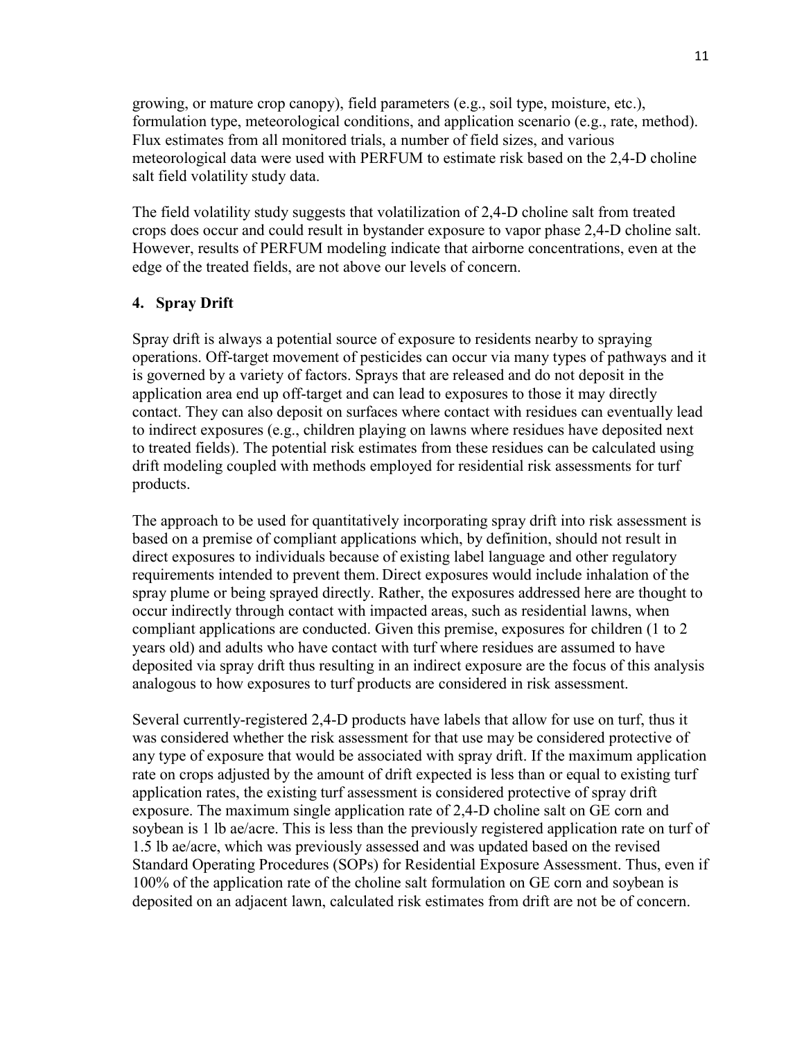growing, or mature crop canopy), field parameters (e.g., soil type, moisture, etc.), formulation type, meteorological conditions, and application scenario (e.g., rate, method). Flux estimates from all monitored trials, a number of field sizes, and various meteorological data were used with PERFUM to estimate risk based on the 2,4-D choline salt field volatility study data.

The field volatility study suggests that volatilization of 2,4-D choline salt from treated crops does occur and could result in bystander exposure to vapor phase 2,4-D choline salt. However, results of PERFUM modeling indicate that airborne concentrations, even at the edge of the treated fields, are not above our levels of concern.

### 4. Spray Drift

Spray drift is always a potential source of exposure to residents nearby to spraying operations. Off-target movement of pesticides can occur via many types of pathways and it is governed by a variety of factors. Sprays that are released and do not deposit in the application area end up off-target and can lead to exposures to those it may directly contact. They can also deposit on surfaces where contact with residues can eventually lead to indirect exposures (e.g., children playing on lawns where residues have deposited next to treated fields). The potential risk estimates from these residues can be calculated using drift modeling coupled with methods employed for residential risk assessments for turf products.

The approach to be used for quantitatively incorporating spray drift into risk assessment is based on a premise of compliant applications which, by definition, should not result in direct exposures to individuals because of existing label language and other regulatory requirements intended to prevent them. Direct exposures would include inhalation of the spray plume or being sprayed directly. Rather, the exposures addressed here are thought to occur indirectly through contact with impacted areas, such as residential lawns, when compliant applications are conducted. Given this premise, exposures for children (1 to 2 years old) and adults who have contact with turf where residues are assumed to have deposited via spray drift thus resulting in an indirect exposure are the focus of this analysis analogous to how exposures to turf products are considered in risk assessment.

Several currently-registered 2,4-D products have labels that allow for use on turf, thus it was considered whether the risk assessment for that use may be considered protective of any type of exposure that would be associated with spray drift. If the maximum application rate on crops adjusted by the amount of drift expected is less than or equal to existing turf application rates, the existing turf assessment is considered protective of spray drift exposure. The maximum single application rate of 2,4-D choline salt on GE corn and soybean is 1 lb ae/acre. This is less than the previously registered application rate on turf of 1.5 lb ae/acre, which was previously assessed and was updated based on the revised Standard Operating Procedures (SOPs) for Residential Exposure Assessment. Thus, even if 100% of the application rate of the choline salt formulation on GE corn and soybean is deposited on an adjacent lawn, calculated risk estimates from drift are not be of concern.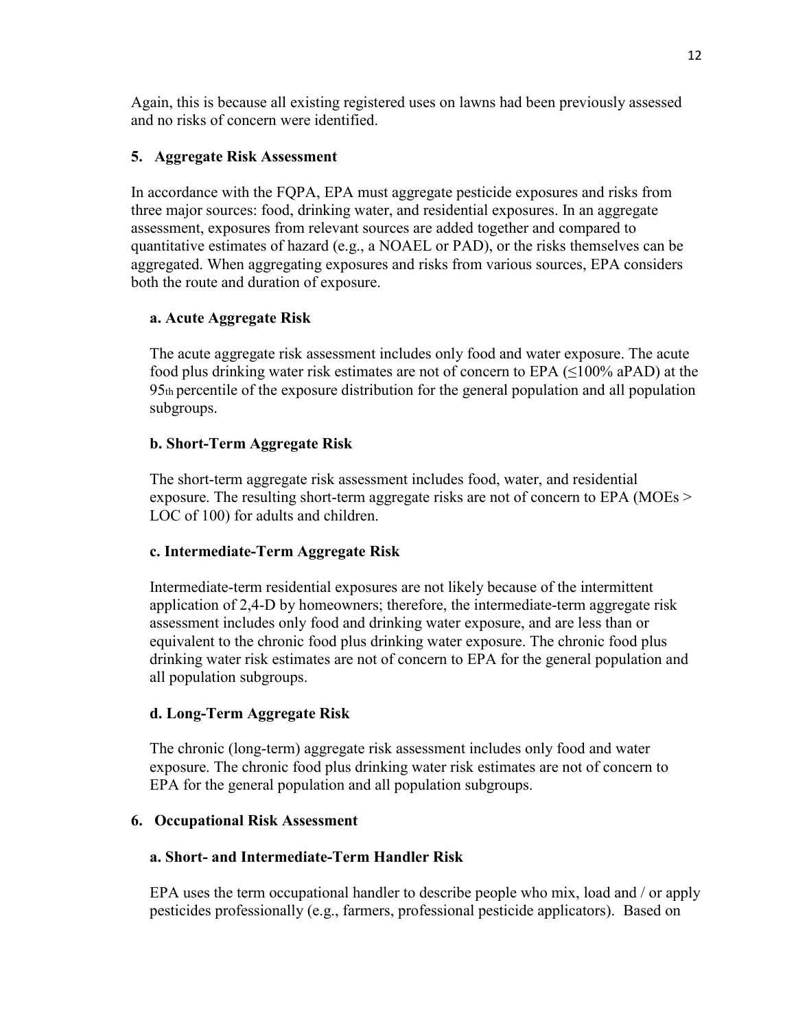Again, this is because all existing registered uses on lawns had been previously assessed and no risks of concern were identified.

## 5. Aggregate Risk Assessment

In accordance with the FQPA, EPA must aggregate pesticide exposures and risks from three major sources: food, drinking water, and residential exposures. In an aggregate assessment, exposures from relevant sources are added together and compared to quantitative estimates of hazard (e.g., a NOAEL or PAD), or the risks themselves can be aggregated. When aggregating exposures and risks from various sources, EPA considers both the route and duration of exposure.

### a. Acute Aggregate Risk

The acute aggregate risk assessment includes only food and water exposure. The acute food plus drinking water risk estimates are not of concern to EPA (≤100% aPAD) at the 95th percentile of the exposure distribution for the general population and all population subgroups.

### b. Short-Term Aggregate Risk

The short-term aggregate risk assessment includes food, water, and residential exposure. The resulting short-term aggregate risks are not of concern to EPA (MOEs > LOC of 100) for adults and children.

### c. Intermediate-Term Aggregate Risk

Intermediate-term residential exposures are not likely because of the intermittent application of 2,4-D by homeowners; therefore, the intermediate-term aggregate risk assessment includes only food and drinking water exposure, and are less than or equivalent to the chronic food plus drinking water exposure. The chronic food plus drinking water risk estimates are not of concern to EPA for the general population and all population subgroups.

### d. Long-Term Aggregate Risk

The chronic (long-term) aggregate risk assessment includes only food and water exposure. The chronic food plus drinking water risk estimates are not of concern to EPA for the general population and all population subgroups.

## 6. Occupational Risk Assessment

### a. Short- and Intermediate-Term Handler Risk

EPA uses the term occupational handler to describe people who mix, load and / or apply pesticides professionally (e.g., farmers, professional pesticide applicators). Based on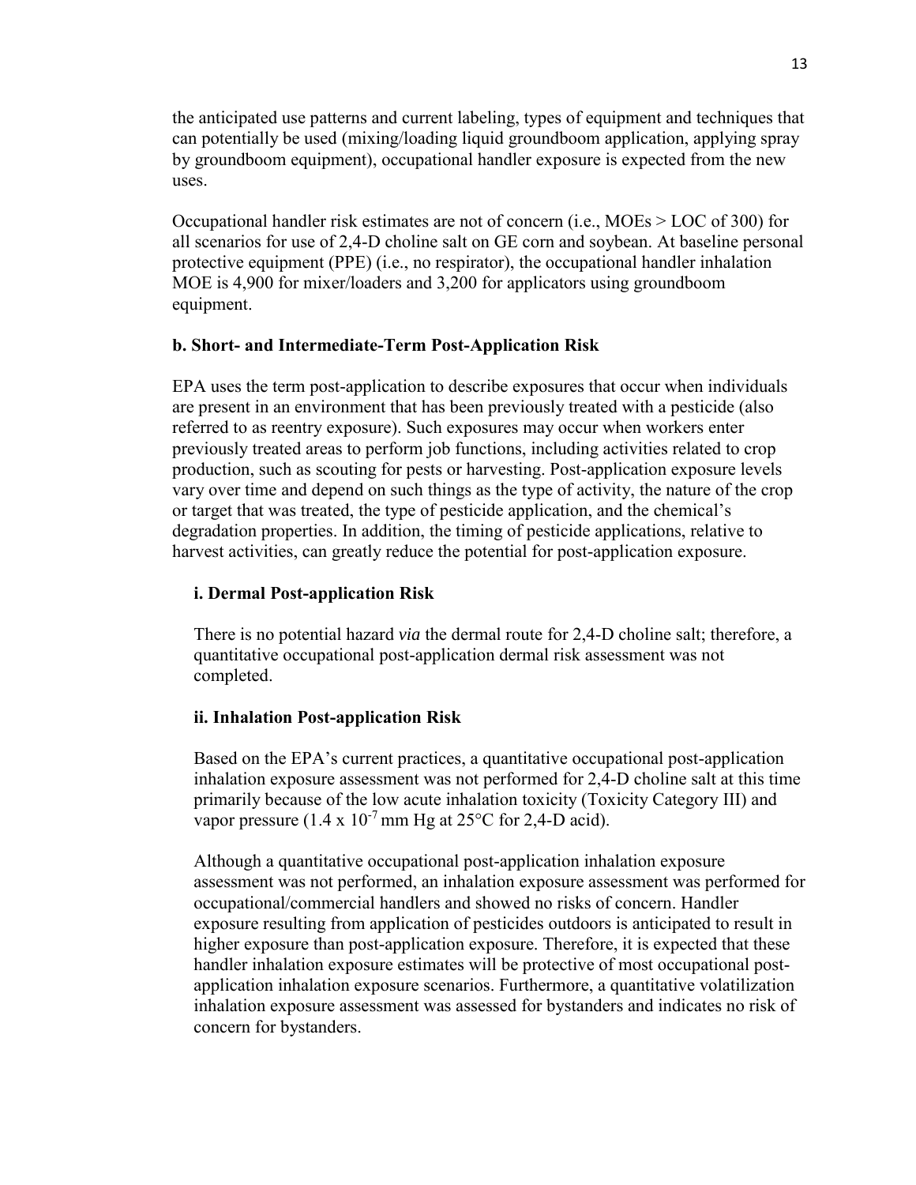the anticipated use patterns and current labeling, types of equipment and techniques that can potentially be used (mixing/loading liquid groundboom application, applying spray by groundboom equipment), occupational handler exposure is expected from the new uses.

Occupational handler risk estimates are not of concern (i.e., MOEs > LOC of 300) for all scenarios for use of 2,4-D choline salt on GE corn and soybean. At baseline personal protective equipment (PPE) (i.e., no respirator), the occupational handler inhalation MOE is 4,900 for mixer/loaders and 3,200 for applicators using groundboom equipment.

**b. Short- and Intermediate-Term Post-Application Risk**

EPA uses the term post-application to describe exposures that occur when individuals are present in an environment that has been previously treated with a pesticide (also referred to as reentry exposure). Such exposures may occur when workers enter previously treated areas to perform job functions, including activities related to crop production, such as scouting for pests or harvesting. Post-application exposure levels vary over time and depend on such things as the type of activity, the nature of the crop or target that was treated, the type of pesticide application, and the chemical's degradation properties. In addition, the timing of pesticide applications, relative to harvest activities, can greatly reduce the potential for post-application exposure.

**i. Dermal Post-application Risk**

There is no potential hazard *via* the dermal route for 2,4-D choline salt; therefore, a quantitative occupational post-application dermal risk assessment was not completed.

**ii. Inhalation Post-application Risk**

Based on the EPA's current practices, a quantitative occupational post-application inhalation exposure assessment was not performed for 2,4-D choline salt at this time primarily because of the low acute inhalation toxicity (Toxicity Category III) and vapor pressure ($1.4 \times 10^{-7}$ mm Hg at 25°C for 2,4-D acid).

Although a quantitative occupational post-application inhalation exposure assessment was not performed, an inhalation exposure assessment was performed for occupational/commercial handlers and showed no risks of concern. Handler exposure resulting from application of pesticides outdoors is anticipated to result in higher exposure than post-application exposure. Therefore, it is expected that these handler inhalation exposure estimates will be protective of most occupational post-application inhalation exposure scenarios. Furthermore, a quantitative volatilization inhalation exposure assessment was assessed for bystanders and indicates no risk of concern for bystanders.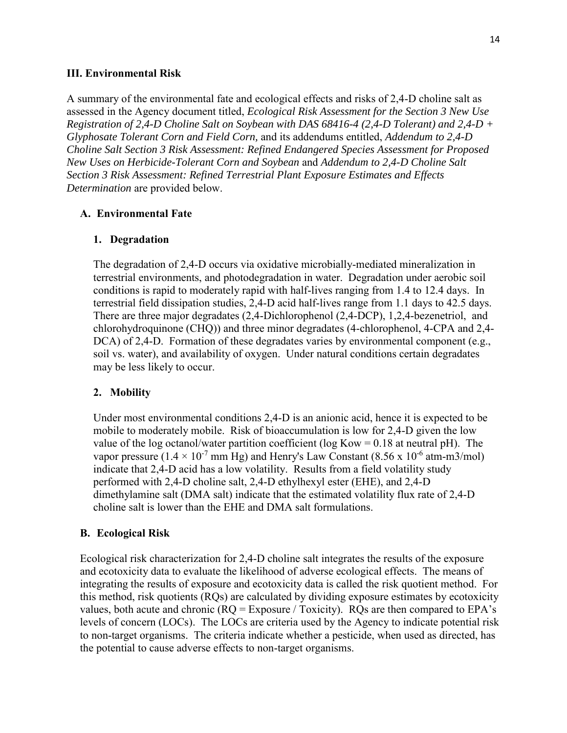## III. Environmental Risk

A summary of the environmental fate and ecological effects and risks of 2,4-D choline salt as assessed in the Agency document titled, *Ecological Risk Assessment for the Section 3 New Use Registration of 2,4-D Choline Salt on Soybean with DAS 68416-4 (2,4-D Tolerant) and 2,4-D + Glyphosate Tolerant Corn and Field Corn,* and its addendums entitled, *Addendum to 2,4-D Choline Salt Section 3 Risk Assessment: Refined Endangered Species Assessment for Proposed New Uses on Herbicide-Tolerant Corn and Soybean* and *Addendum to 2,4-D Choline Salt Section 3 Risk Assessment: Refined Terrestrial Plant Exposure Estimates and Effects Determination* are provided below.

### A. Environmental Fate

#### 1. Degradation

The degradation of 2,4-D occurs via oxidative microbially-mediated mineralization in terrestrial environments, and photodegradation in water. Degradation under aerobic soil conditions is rapid to moderately rapid with half-lives ranging from 1.4 to 12.4 days. In terrestrial field dissipation studies, 2,4-D acid half-lives range from 1.1 days to 42.5 days. There are three major degradates (2,4-Dichlorophenol (2,4-DCP), 1,2,4-bezenetriol, and chlorohydroquinone (CHQ)) and three minor degradates (4-chlorophenol, 4-CPA and 2,4-DCA) of 2,4-D. Formation of these degradates varies by environmental component (e.g., soil vs. water), and availability of oxygen. Under natural conditions certain degradates may be less likely to occur.

#### 2. Mobility

Under most environmental conditions 2,4-D is an anionic acid, hence it is expected to be mobile to moderately mobile. Risk of bioaccumulation is low for 2,4-D given the low value of the log octanol/water partition coefficient (log Kow = 0.18 at neutral pH). The vapor pressure ($1.4 \times 10^{-7}$ mm Hg) and Henry's Law Constant ($8.56 \times 10^{-6}$ atm-m3/mol) indicate that 2,4-D acid has a low volatility. Results from a field volatility study performed with 2,4-D choline salt, 2,4-D ethylhexyl ester (EHE), and 2,4-D dimethylamine salt (DMA salt) indicate that the estimated volatility flux rate of 2,4-D choline salt is lower than the EHE and DMA salt formulations.

### B. Ecological Risk

Ecological risk characterization for 2,4-D choline salt integrates the results of the exposure and ecotoxicity data to evaluate the likelihood of adverse ecological effects. The means of integrating the results of exposure and ecotoxicity data is called the risk quotient method. For this method, risk quotients (RQs) are calculated by dividing exposure estimates by ecotoxicity values, both acute and chronic (RQ = Exposure / Toxicity). RQs are then compared to EPA's levels of concern (LOCs). The LOCs are criteria used by the Agency to indicate potential risk to non-target organisms. The criteria indicate whether a pesticide, when used as directed, has the potential to cause adverse effects to non-target organisms.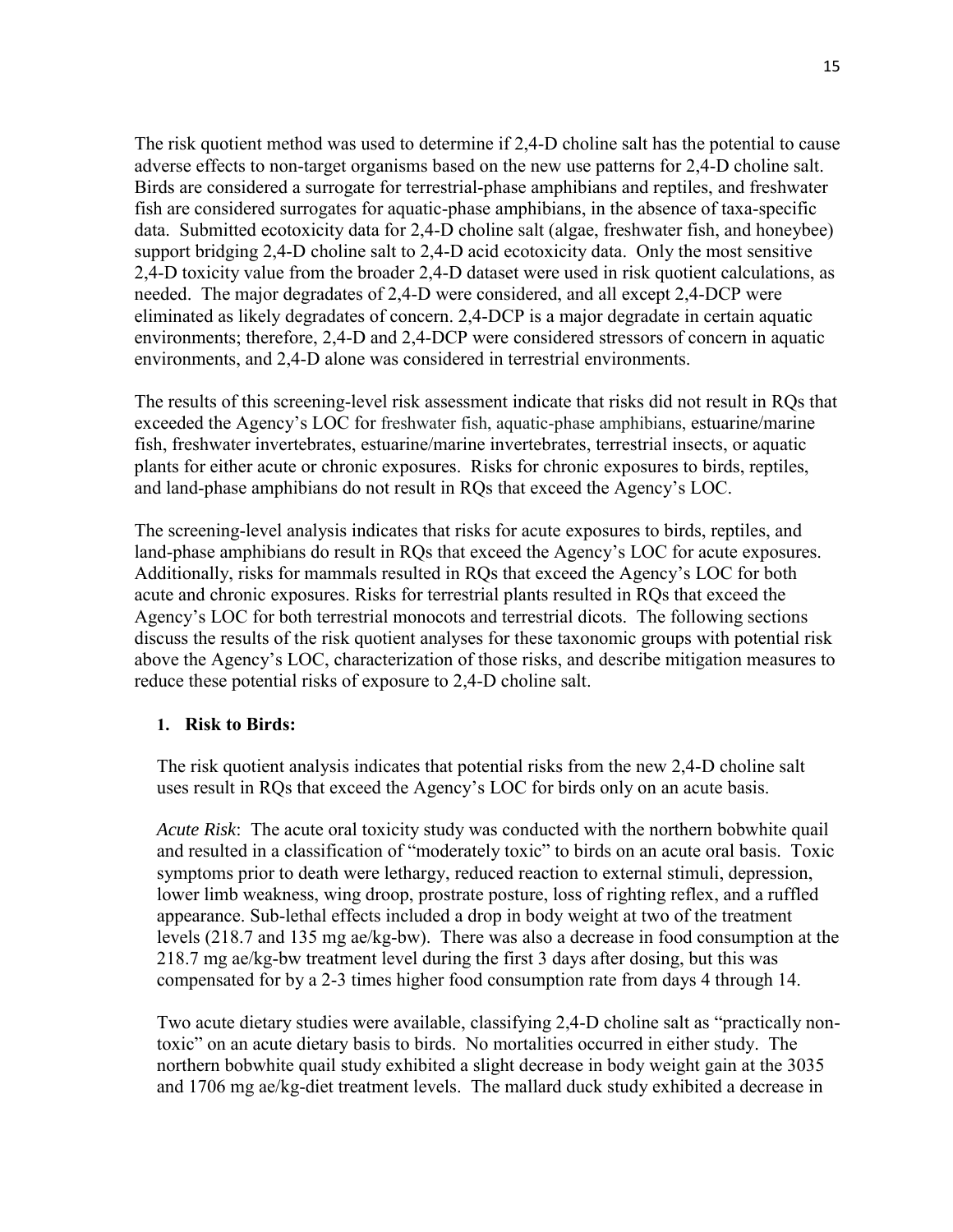The risk quotient method was used to determine if 2,4-D choline salt has the potential to cause adverse effects to non-target organisms based on the new use patterns for 2,4-D choline salt. Birds are considered a surrogate for terrestrial-phase amphibians and reptiles, and freshwater fish are considered surrogates for aquatic-phase amphibians, in the absence of taxa-specific data. Submitted ecotoxicity data for 2,4-D choline salt (algae, freshwater fish, and honeybee) support bridging 2,4-D choline salt to 2,4-D acid ecotoxicity data. Only the most sensitive 2,4-D toxicity value from the broader 2,4-D dataset were used in risk quotient calculations, as needed. The major degradates of 2,4-D were considered, and all except 2,4-DCP were eliminated as likely degradates of concern. 2,4-DCP is a major degradate in certain aquatic environments; therefore, 2,4-D and 2,4-DCP were considered stressors of concern in aquatic environments, and 2,4-D alone was considered in terrestrial environments.

The results of this screening-level risk assessment indicate that risks did not result in RQs that exceeded the Agency's LOC for freshwater fish, aquatic-phase amphibians, estuarine/marine fish, freshwater invertebrates, estuarine/marine invertebrates, terrestrial insects, or aquatic plants for either acute or chronic exposures. Risks for chronic exposures to birds, reptiles, and land-phase amphibians do not result in RQs that exceed the Agency's LOC.

The screening-level analysis indicates that risks for acute exposures to birds, reptiles, and land-phase amphibians do result in RQs that exceed the Agency's LOC for acute exposures. Additionally, risks for mammals resulted in RQs that exceed the Agency's LOC for both acute and chronic exposures. Risks for terrestrial plants resulted in RQs that exceed the Agency's LOC for both terrestrial monocots and terrestrial dicots. The following sections discuss the results of the risk quotient analyses for these taxonomic groups with potential risk above the Agency's LOC, characterization of those risks, and describe mitigation measures to reduce these potential risks of exposure to 2,4-D choline salt.

### 1. Risk to Birds:

The risk quotient analysis indicates that potential risks from the new 2,4-D choline salt uses result in RQs that exceed the Agency's LOC for birds only on an acute basis.

*Acute Risk*: The acute oral toxicity study was conducted with the northern bobwhite quail and resulted in a classification of "moderately toxic" to birds on an acute oral basis. Toxic symptoms prior to death were lethargy, reduced reaction to external stimuli, depression, lower limb weakness, wing droop, prostrate posture, loss of righting reflex, and a ruffled appearance. Sub-lethal effects included a drop in body weight at two of the treatment levels (218.7 and 135 mg ae/kg-bw). There was also a decrease in food consumption at the 218.7 mg ae/kg-bw treatment level during the first 3 days after dosing, but this was compensated for by a 2-3 times higher food consumption rate from days 4 through 14.

Two acute dietary studies were available, classifying 2,4-D choline salt as "practically non-toxic" on an acute dietary basis to birds. No mortalities occurred in either study. The northern bobwhite quail study exhibited a slight decrease in body weight gain at the 3035 and 1706 mg ae/kg-diet treatment levels. The mallard duck study exhibited a decrease in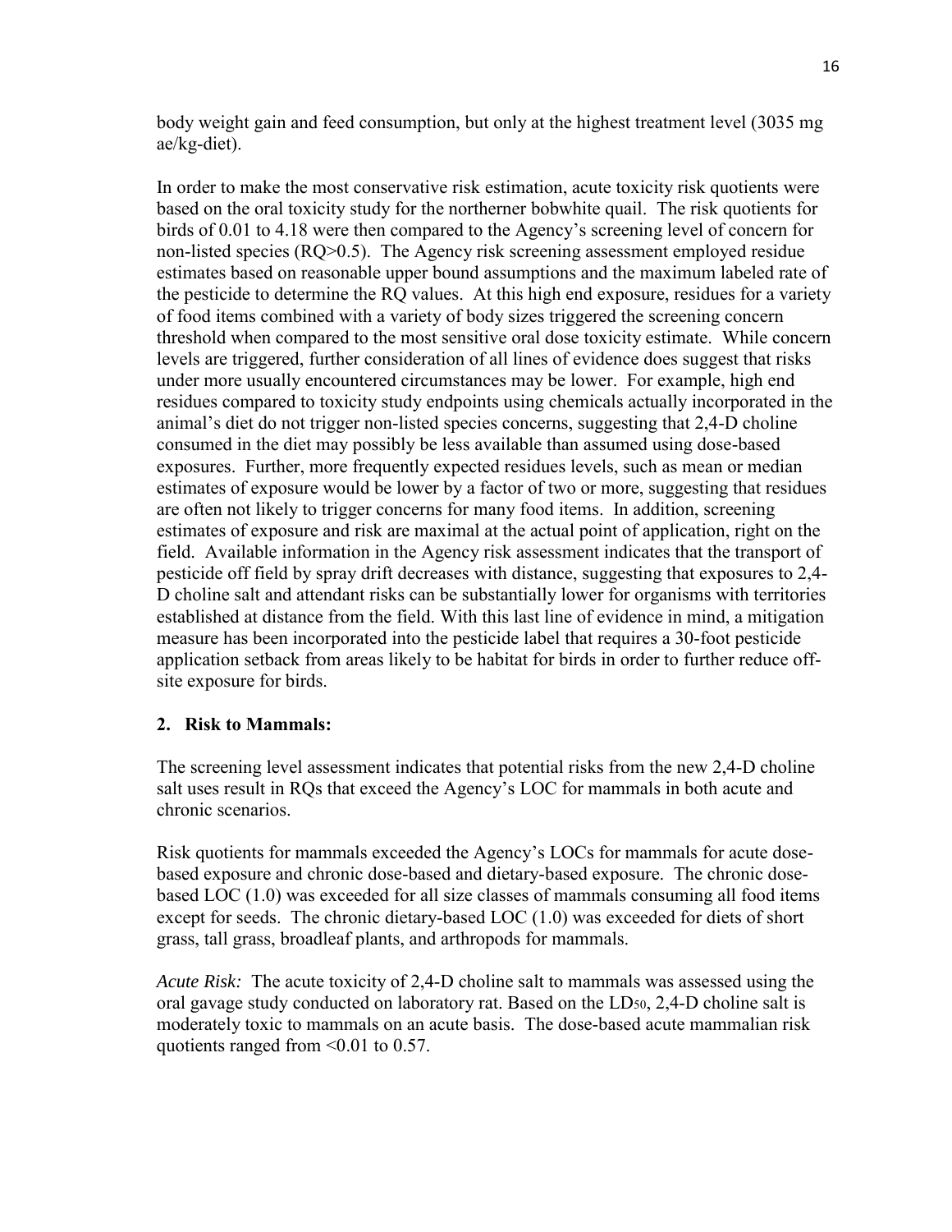body weight gain and feed consumption, but only at the highest treatment level (3035 mg ae/kg-diet).

In order to make the most conservative risk estimation, acute toxicity risk quotients were based on the oral toxicity study for the northerner bobwhite quail. The risk quotients for birds of 0.01 to 4.18 were then compared to the Agency's screening level of concern for non-listed species (RQ>0.5). The Agency risk screening assessment employed residue estimates based on reasonable upper bound assumptions and the maximum labeled rate of the pesticide to determine the RQ values. At this high end exposure, residues for a variety of food items combined with a variety of body sizes triggered the screening concern threshold when compared to the most sensitive oral dose toxicity estimate. While concern levels are triggered, further consideration of all lines of evidence does suggest that risks under more usually encountered circumstances may be lower. For example, high end residues compared to toxicity study endpoints using chemicals actually incorporated in the animal's diet do not trigger non-listed species concerns, suggesting that 2,4-D choline consumed in the diet may possibly be less available than assumed using dose-based exposures. Further, more frequently expected residues levels, such as mean or median estimates of exposure would be lower by a factor of two or more, suggesting that residues are often not likely to trigger concerns for many food items. In addition, screening estimates of exposure and risk are maximal at the actual point of application, right on the field. Available information in the Agency risk assessment indicates that the transport of pesticide off field by spray drift decreases with distance, suggesting that exposures to 2,4-D choline salt and attendant risks can be substantially lower for organisms with territories established at distance from the field. With this last line of evidence in mind, a mitigation measure has been incorporated into the pesticide label that requires a 30-foot pesticide application setback from areas likely to be habitat for birds in order to further reduce off-site exposure for birds.

## 2. Risk to Mammals:

The screening level assessment indicates that potential risks from the new 2,4-D choline salt uses result in RQs that exceed the Agency's LOC for mammals in both acute and chronic scenarios.

Risk quotients for mammals exceeded the Agency's LOCs for mammals for acute dose-based exposure and chronic dose-based and dietary-based exposure. The chronic dose-based LOC (1.0) was exceeded for all size classes of mammals consuming all food items except for seeds. The chronic dietary-based LOC (1.0) was exceeded for diets of short grass, tall grass, broadleaf plants, and arthropods for mammals.

*Acute Risk:* The acute toxicity of 2,4-D choline salt to mammals was assessed using the oral gavage study conducted on laboratory rat. Based on the $LD_{50}$, 2,4-D choline salt is moderately toxic to mammals on an acute basis. The dose-based acute mammalian risk quotients ranged from <0.01 to 0.57.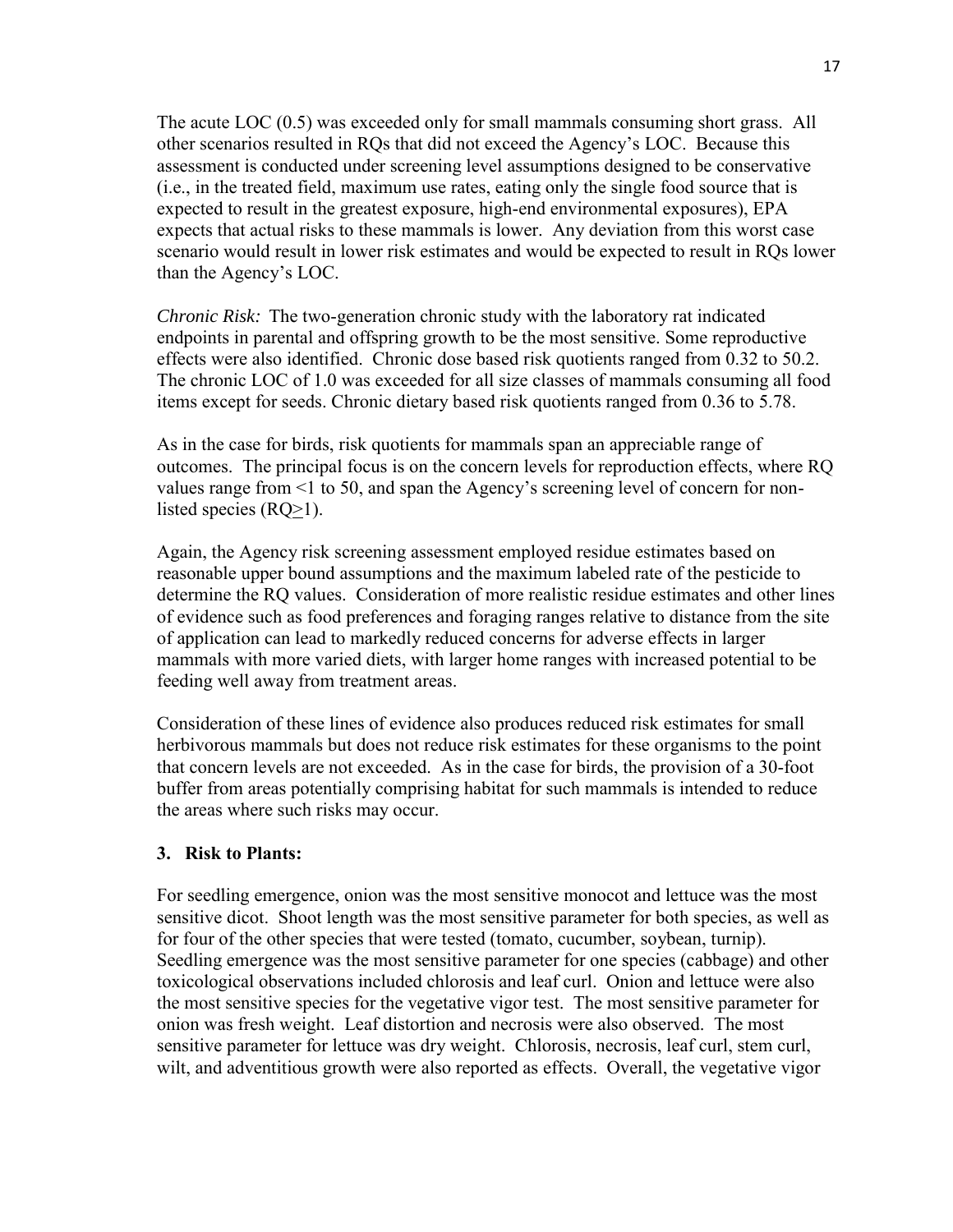The acute LOC (0.5) was exceeded only for small mammals consuming short grass. All other scenarios resulted in RQs that did not exceed the Agency's LOC. Because this assessment is conducted under screening level assumptions designed to be conservative (i.e., in the treated field, maximum use rates, eating only the single food source that is expected to result in the greatest exposure, high-end environmental exposures), EPA expects that actual risks to these mammals is lower. Any deviation from this worst case scenario would result in lower risk estimates and would be expected to result in RQs lower than the Agency's LOC.

*Chronic Risk:* The two-generation chronic study with the laboratory rat indicated endpoints in parental and offspring growth to be the most sensitive. Some reproductive effects were also identified. Chronic dose based risk quotients ranged from 0.32 to 50.2. The chronic LOC of 1.0 was exceeded for all size classes of mammals consuming all food items except for seeds. Chronic dietary based risk quotients ranged from 0.36 to 5.78.

As in the case for birds, risk quotients for mammals span an appreciable range of outcomes. The principal focus is on the concern levels for reproduction effects, where RQ values range from <1 to 50, and span the Agency's screening level of concern for non-listed species (RQ≥1).

Again, the Agency risk screening assessment employed residue estimates based on reasonable upper bound assumptions and the maximum labeled rate of the pesticide to determine the RQ values. Consideration of more realistic residue estimates and other lines of evidence such as food preferences and foraging ranges relative to distance from the site of application can lead to markedly reduced concerns for adverse effects in larger mammals with more varied diets, with larger home ranges with increased potential to be feeding well away from treatment areas.

Consideration of these lines of evidence also produces reduced risk estimates for small herbivorous mammals but does not reduce risk estimates for these organisms to the point that concern levels are not exceeded. As in the case for birds, the provision of a 30-foot buffer from areas potentially comprising habitat for such mammals is intended to reduce the areas where such risks may occur.

### 3. Risk to Plants:

For seedling emergence, onion was the most sensitive monocot and lettuce was the most sensitive dicot. Shoot length was the most sensitive parameter for both species, as well as for four of the other species that were tested (tomato, cucumber, soybean, turnip). Seedling emergence was the most sensitive parameter for one species (cabbage) and other toxicological observations included chlorosis and leaf curl. Onion and lettuce were also the most sensitive species for the vegetative vigor test. The most sensitive parameter for onion was fresh weight. Leaf distortion and necrosis were also observed. The most sensitive parameter for lettuce was dry weight. Chlorosis, necrosis, leaf curl, stem curl, wilt, and adventitious growth were also reported as effects. Overall, the vegetative vigor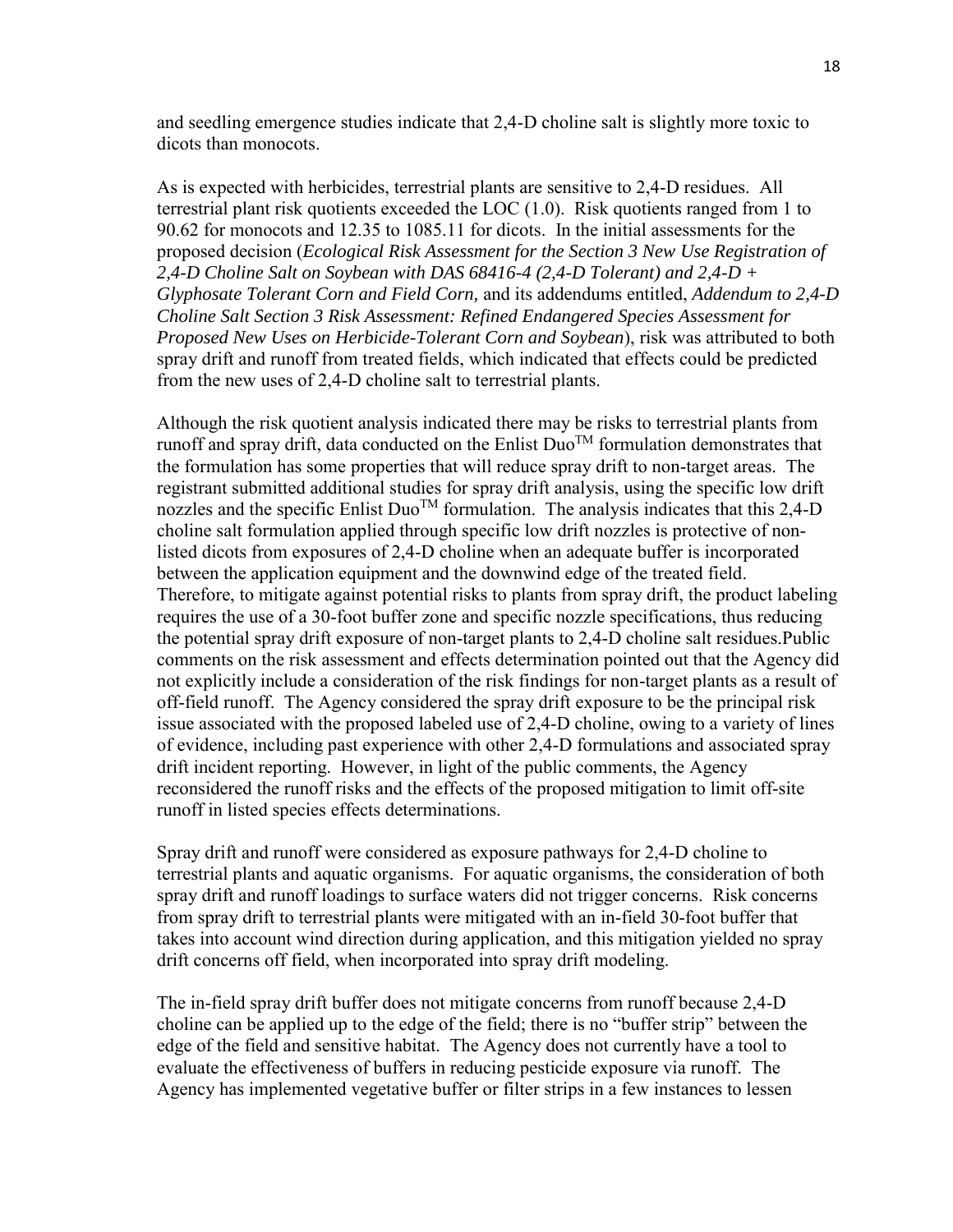and seedling emergence studies indicate that 2,4-D choline salt is slightly more toxic to dicots than monocots.

As is expected with herbicides, terrestrial plants are sensitive to 2,4-D residues. All terrestrial plant risk quotients exceeded the LOC (1.0). Risk quotients ranged from 1 to 90.62 for monocots and 12.35 to 1085.11 for dicots. In the initial assessments for the proposed decision (*Ecological Risk Assessment for the Section 3 New Use Registration of 2,4-D Choline Salt on Soybean with DAS 68416-4 (2,4-D Tolerant) and 2,4-D + Glyphosate Tolerant Corn and Field Corn,* and its addendums entitled, *Addendum to 2,4-D Choline Salt Section 3 Risk Assessment: Refined Endangered Species Assessment for Proposed New Uses on Herbicide-Tolerant Corn and Soybean*), risk was attributed to both spray drift and runoff from treated fields, which indicated that effects could be predicted from the new uses of 2,4-D choline salt to terrestrial plants.

Although the risk quotient analysis indicated there may be risks to terrestrial plants from runoff and spray drift, data conducted on the Enlist Duo$^{TM}$ formulation demonstrates that the formulation has some properties that will reduce spray drift to non-target areas. The registrant submitted additional studies for spray drift analysis, using the specific low drift nozzles and the specific Enlist Duo$^{TM}$ formulation. The analysis indicates that this 2,4-D choline salt formulation applied through specific low drift nozzles is protective of non-listed dicots from exposures of 2,4-D choline when an adequate buffer is incorporated between the application equipment and the downwind edge of the treated field. Therefore, to mitigate against potential risks to plants from spray drift, the product labeling requires the use of a 30-foot buffer zone and specific nozzle specifications, thus reducing the potential spray drift exposure of non-target plants to 2,4-D choline salt residues.Public comments on the risk assessment and effects determination pointed out that the Agency did not explicitly include a consideration of the risk findings for non-target plants as a result of off-field runoff. The Agency considered the spray drift exposure to be the principal risk issue associated with the proposed labeled use of 2,4-D choline, owing to a variety of lines of evidence, including past experience with other 2,4-D formulations and associated spray drift incident reporting. However, in light of the public comments, the Agency reconsidered the runoff risks and the effects of the proposed mitigation to limit off-site runoff in listed species effects determinations.

Spray drift and runoff were considered as exposure pathways for 2,4-D choline to terrestrial plants and aquatic organisms. For aquatic organisms, the consideration of both spray drift and runoff loadings to surface waters did not trigger concerns. Risk concerns from spray drift to terrestrial plants were mitigated with an in-field 30-foot buffer that takes into account wind direction during application, and this mitigation yielded no spray drift concerns off field, when incorporated into spray drift modeling.

The in-field spray drift buffer does not mitigate concerns from runoff because 2,4-D choline can be applied up to the edge of the field; there is no "buffer strip" between the edge of the field and sensitive habitat. The Agency does not currently have a tool to evaluate the effectiveness of buffers in reducing pesticide exposure via runoff. The Agency has implemented vegetative buffer or filter strips in a few instances to lessen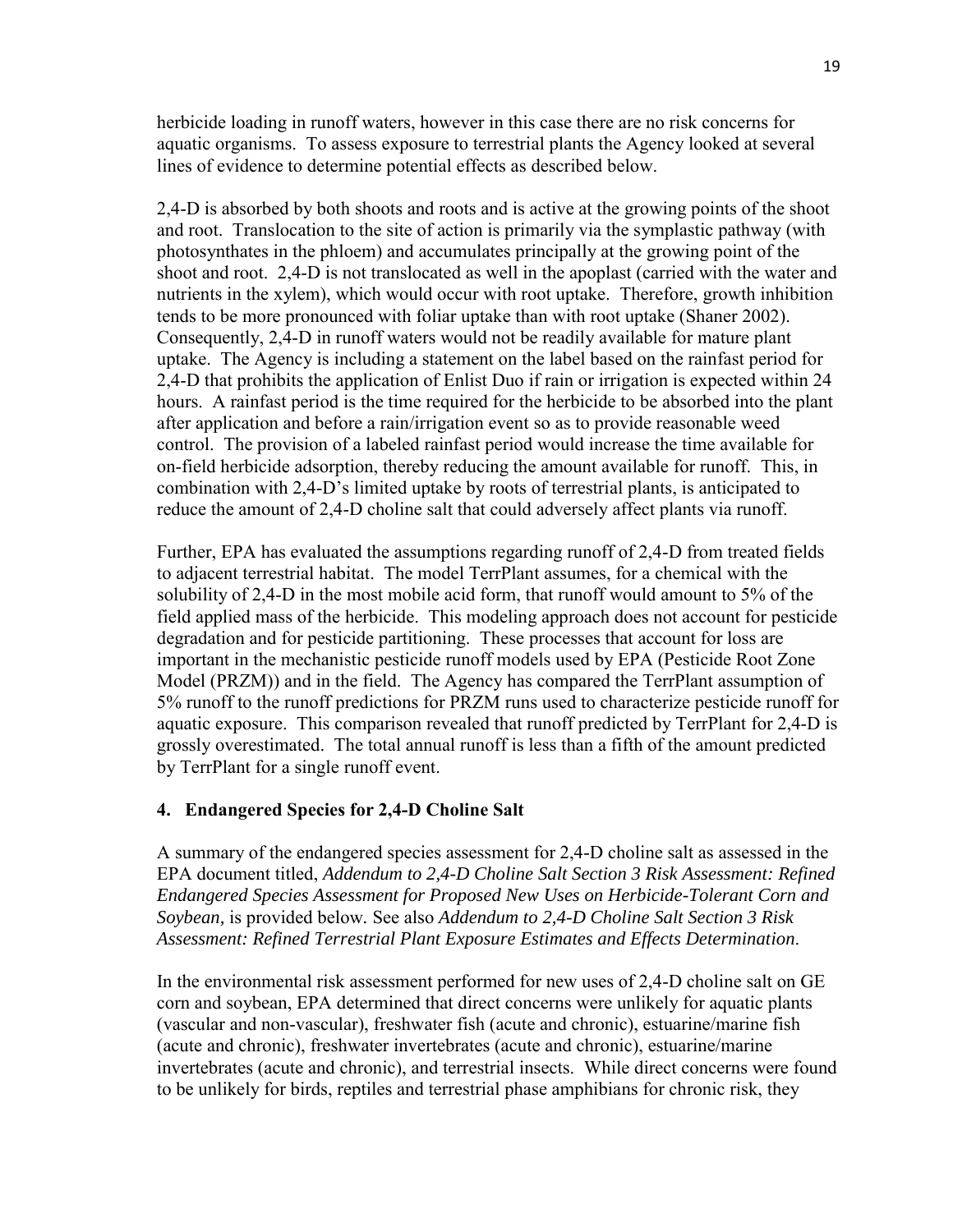herbicide loading in runoff waters, however in this case there are no risk concerns for aquatic organisms. To assess exposure to terrestrial plants the Agency looked at several lines of evidence to determine potential effects as described below.

2,4-D is absorbed by both shoots and roots and is active at the growing points of the shoot and root. Translocation to the site of action is primarily via the symplastic pathway (with photosynthates in the phloem) and accumulates principally at the growing point of the shoot and root. 2,4-D is not translocated as well in the apoplast (carried with the water and nutrients in the xylem), which would occur with root uptake. Therefore, growth inhibition tends to be more pronounced with foliar uptake than with root uptake (Shaner 2002). Consequently, 2,4-D in runoff waters would not be readily available for mature plant uptake. The Agency is including a statement on the label based on the rainfast period for 2,4-D that prohibits the application of Enlist Duo if rain or irrigation is expected within 24 hours. A rainfast period is the time required for the herbicide to be absorbed into the plant after application and before a rain/irrigation event so as to provide reasonable weed control. The provision of a labeled rainfast period would increase the time available for on-field herbicide adsorption, thereby reducing the amount available for runoff. This, in combination with 2,4-D's limited uptake by roots of terrestrial plants, is anticipated to reduce the amount of 2,4-D choline salt that could adversely affect plants via runoff.

Further, EPA has evaluated the assumptions regarding runoff of 2,4-D from treated fields to adjacent terrestrial habitat. The model TerrPlant assumes, for a chemical with the solubility of 2,4-D in the most mobile acid form, that runoff would amount to 5% of the field applied mass of the herbicide. This modeling approach does not account for pesticide degradation and for pesticide partitioning. These processes that account for loss are important in the mechanistic pesticide runoff models used by EPA (Pesticide Root Zone Model (PRZM)) and in the field. The Agency has compared the TerrPlant assumption of 5% runoff to the runoff predictions for PRZM runs used to characterize pesticide runoff for aquatic exposure. This comparison revealed that runoff predicted by TerrPlant for 2,4-D is grossly overestimated. The total annual runoff is less than a fifth of the amount predicted by TerrPlant for a single runoff event.

### 4. Endangered Species for 2,4-D Choline Salt

A summary of the endangered species assessment for 2,4-D choline salt as assessed in the EPA document titled, *Addendum to 2,4-D Choline Salt Section 3 Risk Assessment: Refined Endangered Species Assessment for Proposed New Uses on Herbicide-Tolerant Corn and Soybean,* is provided below. See also *Addendum to 2,4-D Choline Salt Section 3 Risk Assessment: Refined Terrestrial Plant Exposure Estimates and Effects Determination*.

In the environmental risk assessment performed for new uses of 2,4-D choline salt on GE corn and soybean, EPA determined that direct concerns were unlikely for aquatic plants (vascular and non-vascular), freshwater fish (acute and chronic), estuarine/marine fish (acute and chronic), freshwater invertebrates (acute and chronic), estuarine/marine invertebrates (acute and chronic), and terrestrial insects. While direct concerns were found to be unlikely for birds, reptiles and terrestrial phase amphibians for chronic risk, they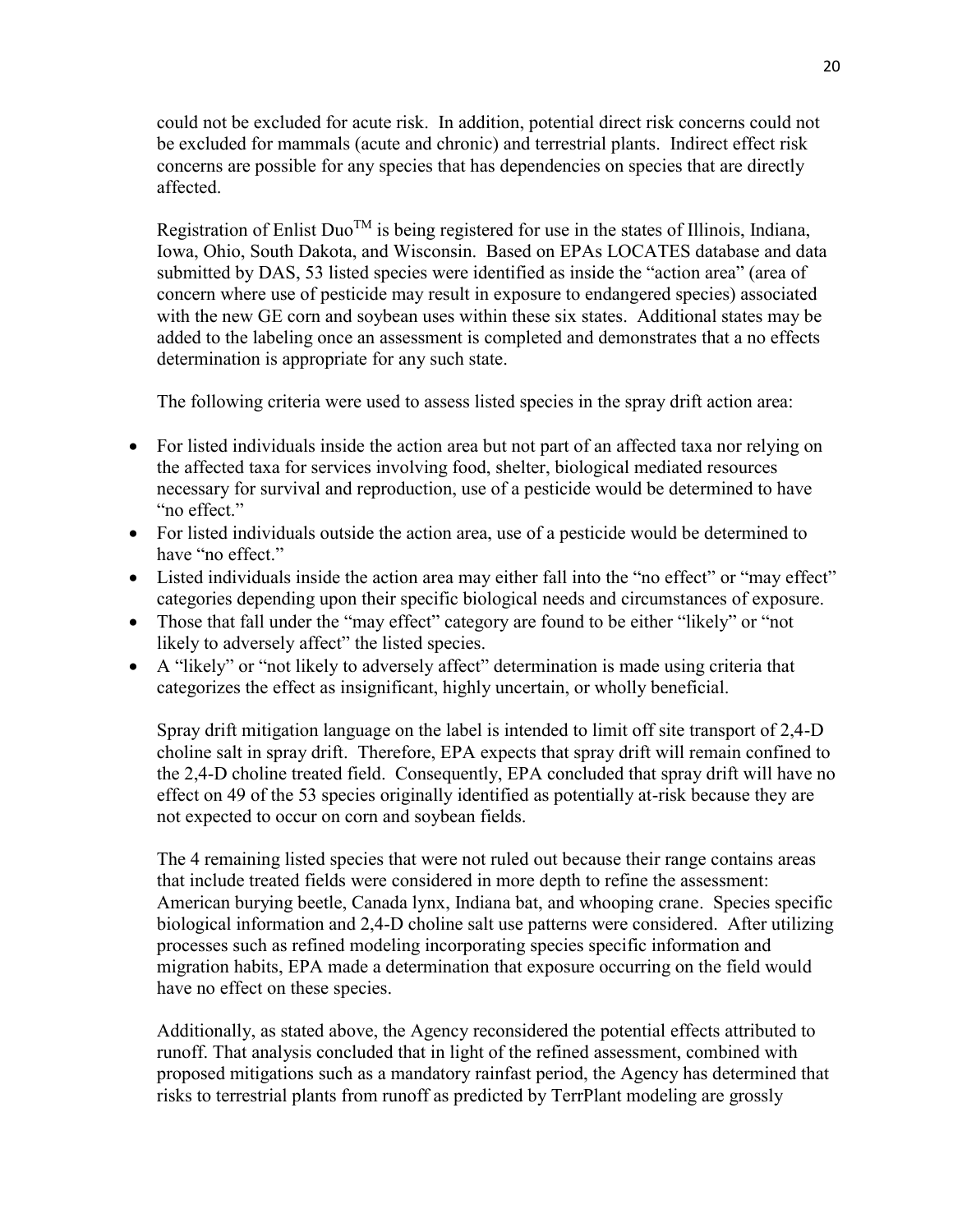could not be excluded for acute risk. In addition, potential direct risk concerns could not be excluded for mammals (acute and chronic) and terrestrial plants. Indirect effect risk concerns are possible for any species that has dependencies on species that are directly affected.

Registration of Enlist Duo™ is being registered for use in the states of Illinois, Indiana, Iowa, Ohio, South Dakota, and Wisconsin. Based on EPAs LOCATES database and data submitted by DAS, 53 listed species were identified as inside the "action area" (area of concern where use of pesticide may result in exposure to endangered species) associated with the new GE corn and soybean uses within these six states. Additional states may be added to the labeling once an assessment is completed and demonstrates that a no effects determination is appropriate for any such state.

The following criteria were used to assess listed species in the spray drift action area:

- For listed individuals inside the action area but not part of an affected taxa nor relying on the affected taxa for services involving food, shelter, biological mediated resources necessary for survival and reproduction, use of a pesticide would be determined to have "no effect."
- For listed individuals outside the action area, use of a pesticide would be determined to have "no effect."
- Listed individuals inside the action area may either fall into the "no effect" or "may effect" categories depending upon their specific biological needs and circumstances of exposure.
- Those that fall under the "may effect" category are found to be either "likely" or "not likely to adversely affect" the listed species.
- A "likely" or "not likely to adversely affect" determination is made using criteria that categorizes the effect as insignificant, highly uncertain, or wholly beneficial.

Spray drift mitigation language on the label is intended to limit off site transport of 2,4-D choline salt in spray drift. Therefore, EPA expects that spray drift will remain confined to the 2,4-D choline treated field. Consequently, EPA concluded that spray drift will have no effect on 49 of the 53 species originally identified as potentially at-risk because they are not expected to occur on corn and soybean fields.

The 4 remaining listed species that were not ruled out because their range contains areas that include treated fields were considered in more depth to refine the assessment: American burying beetle, Canada lynx, Indiana bat, and whooping crane. Species specific biological information and 2,4-D choline salt use patterns were considered. After utilizing processes such as refined modeling incorporating species specific information and migration habits, EPA made a determination that exposure occurring on the field would have no effect on these species.

Additionally, as stated above, the Agency reconsidered the potential effects attributed to runoff. That analysis concluded that in light of the refined assessment, combined with proposed mitigations such as a mandatory rainfast period, the Agency has determined that risks to terrestrial plants from runoff as predicted by TerrPlant modeling are grossly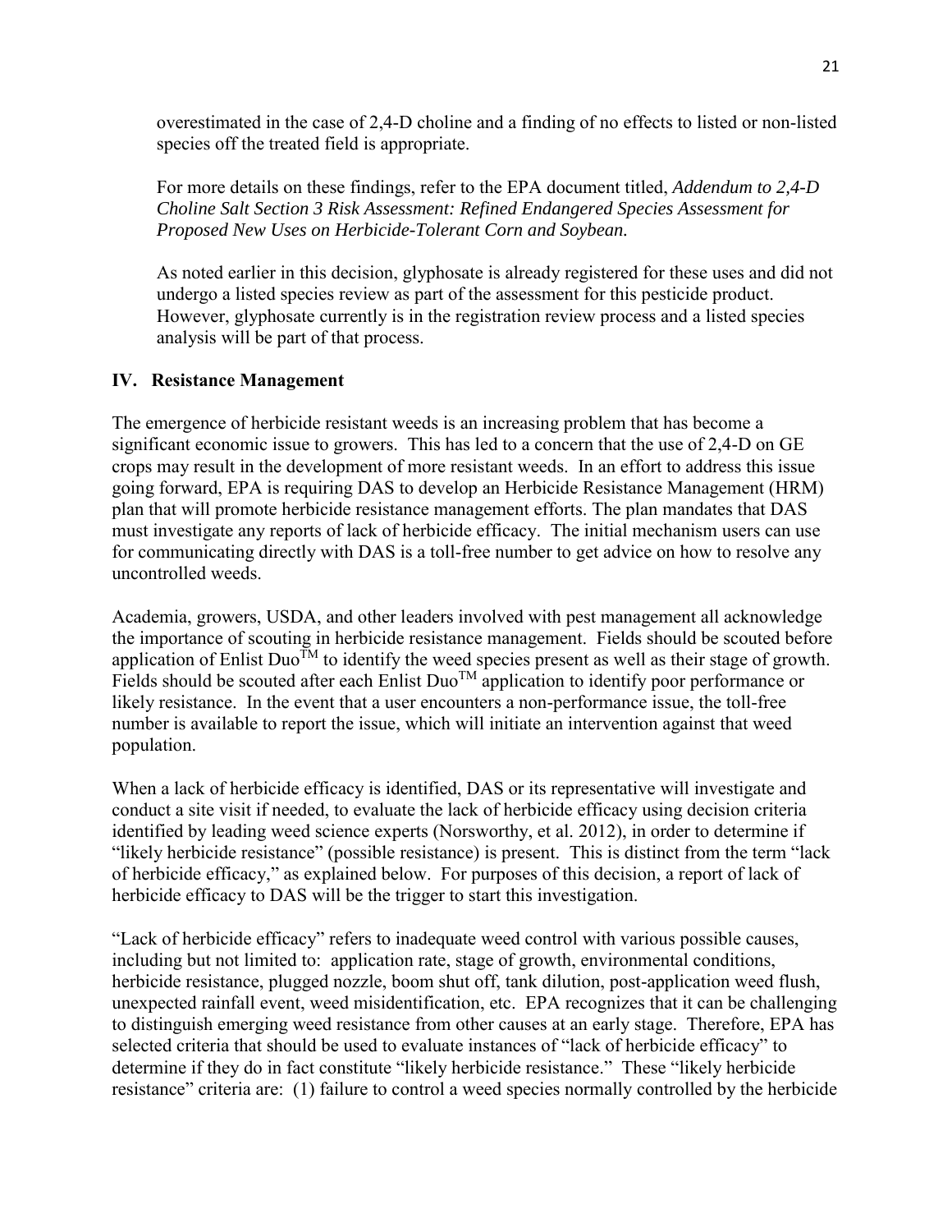overestimated in the case of 2,4-D choline and a finding of no effects to listed or non-listed species off the treated field is appropriate.

For more details on these findings, refer to the EPA document titled, *Addendum to 2,4-D Choline Salt Section 3 Risk Assessment: Refined Endangered Species Assessment for Proposed New Uses on Herbicide-Tolerant Corn and Soybean.*

As noted earlier in this decision, glyphosate is already registered for these uses and did not undergo a listed species review as part of the assessment for this pesticide product. However, glyphosate currently is in the registration review process and a listed species analysis will be part of that process.

## IV. Resistance Management

The emergence of herbicide resistant weeds is an increasing problem that has become a significant economic issue to growers. This has led to a concern that the use of 2,4-D on GE crops may result in the development of more resistant weeds. In an effort to address this issue going forward, EPA is requiring DAS to develop an Herbicide Resistance Management (HRM) plan that will promote herbicide resistance management efforts. The plan mandates that DAS must investigate any reports of lack of herbicide efficacy. The initial mechanism users can use for communicating directly with DAS is a toll-free number to get advice on how to resolve any uncontrolled weeds.

Academia, growers, USDA, and other leaders involved with pest management all acknowledge the importance of scouting in herbicide resistance management. Fields should be scouted before application of Enlist Duo™ to identify the weed species present as well as their stage of growth. Fields should be scouted after each Enlist Duo™ application to identify poor performance or likely resistance. In the event that a user encounters a non-performance issue, the toll-free number is available to report the issue, which will initiate an intervention against that weed population.

When a lack of herbicide efficacy is identified, DAS or its representative will investigate and conduct a site visit if needed, to evaluate the lack of herbicide efficacy using decision criteria identified by leading weed science experts (Norsworthy, et al. 2012), in order to determine if "likely herbicide resistance" (possible resistance) is present. This is distinct from the term "lack of herbicide efficacy," as explained below. For purposes of this decision, a report of lack of herbicide efficacy to DAS will be the trigger to start this investigation.

"Lack of herbicide efficacy" refers to inadequate weed control with various possible causes, including but not limited to: application rate, stage of growth, environmental conditions, herbicide resistance, plugged nozzle, boom shut off, tank dilution, post-application weed flush, unexpected rainfall event, weed misidentification, etc. EPA recognizes that it can be challenging to distinguish emerging weed resistance from other causes at an early stage. Therefore, EPA has selected criteria that should be used to evaluate instances of "lack of herbicide efficacy" to determine if they do in fact constitute "likely herbicide resistance." These "likely herbicide resistance" criteria are: (1) failure to control a weed species normally controlled by the herbicide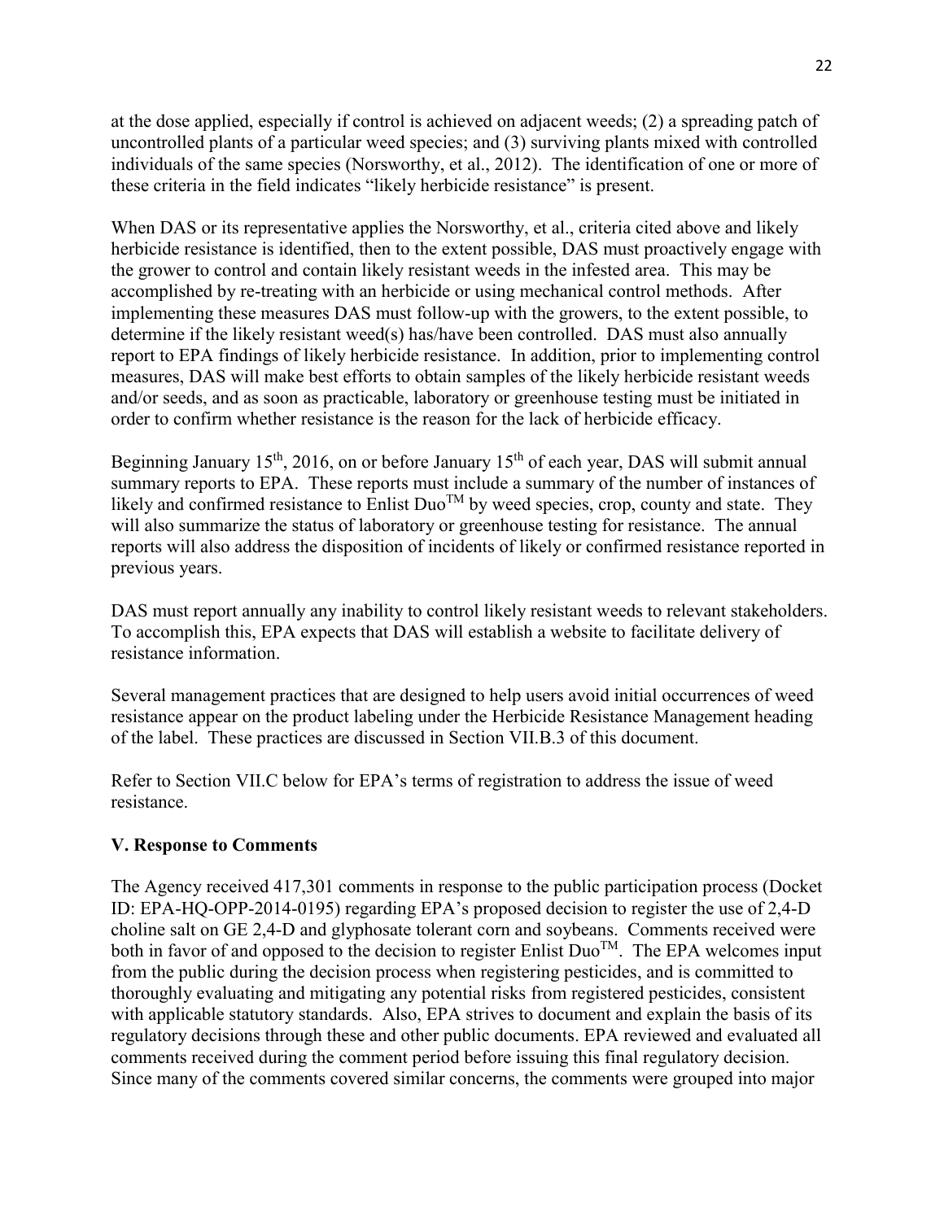at the dose applied, especially if control is achieved on adjacent weeds; (2) a spreading patch of uncontrolled plants of a particular weed species; and (3) surviving plants mixed with controlled individuals of the same species (Norsworthy, et al., 2012). The identification of one or more of these criteria in the field indicates "likely herbicide resistance" is present.

When DAS or its representative applies the Norsworthy, et al., criteria cited above and likely herbicide resistance is identified, then to the extent possible, DAS must proactively engage with the grower to control and contain likely resistant weeds in the infested area. This may be accomplished by re-treating with an herbicide or using mechanical control methods. After implementing these measures DAS must follow-up with the growers, to the extent possible, to determine if the likely resistant weed(s) has/have been controlled. DAS must also annually report to EPA findings of likely herbicide resistance. In addition, prior to implementing control measures, DAS will make best efforts to obtain samples of the likely herbicide resistant weeds and/or seeds, and as soon as practicable, laboratory or greenhouse testing must be initiated in order to confirm whether resistance is the reason for the lack of herbicide efficacy.

Beginning January 15th, 2016, on or before January 15th of each year, DAS will submit annual summary reports to EPA. These reports must include a summary of the number of instances of likely and confirmed resistance to Enlist Duo™ by weed species, crop, county and state. They will also summarize the status of laboratory or greenhouse testing for resistance. The annual reports will also address the disposition of incidents of likely or confirmed resistance reported in previous years.

DAS must report annually any inability to control likely resistant weeds to relevant stakeholders. To accomplish this, EPA expects that DAS will establish a website to facilitate delivery of resistance information.

Several management practices that are designed to help users avoid initial occurrences of weed resistance appear on the product labeling under the Herbicide Resistance Management heading of the label. These practices are discussed in Section VII.B.3 of this document.

Refer to Section VII.C below for EPA's terms of registration to address the issue of weed resistance.

## V. Response to Comments

The Agency received 417,301 comments in response to the public participation process (Docket ID: EPA-HQ-OPP-2014-0195) regarding EPA's proposed decision to register the use of 2,4-D choline salt on GE 2,4-D and glyphosate tolerant corn and soybeans. Comments received were both in favor of and opposed to the decision to register Enlist Duo™. The EPA welcomes input from the public during the decision process when registering pesticides, and is committed to thoroughly evaluating and mitigating any potential risks from registered pesticides, consistent with applicable statutory standards. Also, EPA strives to document and explain the basis of its regulatory decisions through these and other public documents. EPA reviewed and evaluated all comments received during the comment period before issuing this final regulatory decision. Since many of the comments covered similar concerns, the comments were grouped into major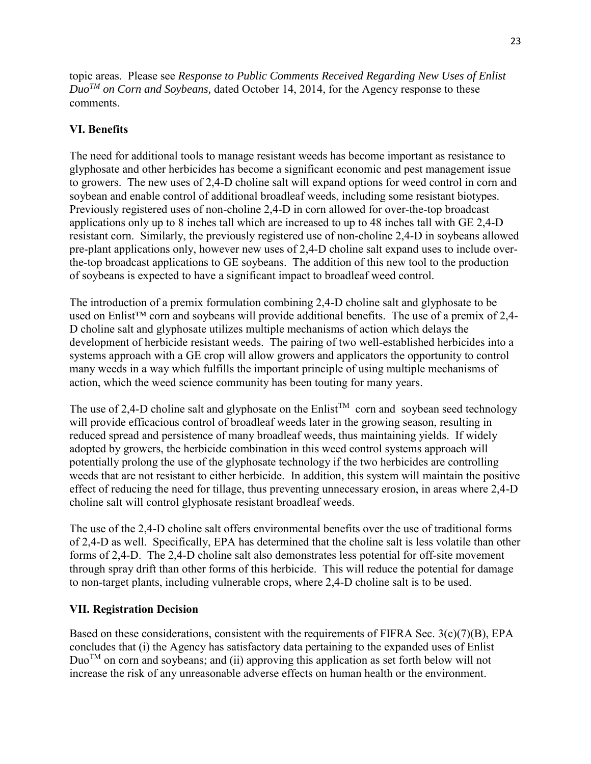topic areas. Please see *Response to Public Comments Received Regarding New Uses of Enlist Duo™ on Corn and Soybeans,* dated October 14, 2014, for the Agency response to these comments.

## VI. Benefits

The need for additional tools to manage resistant weeds has become important as resistance to glyphosate and other herbicides has become a significant economic and pest management issue to growers. The new uses of 2,4-D choline salt will expand options for weed control in corn and soybean and enable control of additional broadleaf weeds, including some resistant biotypes. Previously registered uses of non-choline 2,4-D in corn allowed for over-the-top broadcast applications only up to 8 inches tall which are increased to up to 48 inches tall with GE 2,4-D resistant corn. Similarly, the previously registered use of non-choline 2,4-D in soybeans allowed pre-plant applications only, however new uses of 2,4-D choline salt expand uses to include over-the-top broadcast applications to GE soybeans. The addition of this new tool to the production of soybeans is expected to have a significant impact to broadleaf weed control.

The introduction of a premix formulation combining 2,4-D choline salt and glyphosate to be used on Enlist™ corn and soybeans will provide additional benefits. The use of a premix of 2,4-D choline salt and glyphosate utilizes multiple mechanisms of action which delays the development of herbicide resistant weeds. The pairing of two well-established herbicides into a systems approach with a GE crop will allow growers and applicators the opportunity to control many weeds in a way which fulfills the important principle of using multiple mechanisms of action, which the weed science community has been touting for many years.

The use of 2,4-D choline salt and glyphosate on the Enlist™ corn and soybean seed technology will provide efficacious control of broadleaf weeds later in the growing season, resulting in reduced spread and persistence of many broadleaf weeds, thus maintaining yields. If widely adopted by growers, the herbicide combination in this weed control systems approach will potentially prolong the use of the glyphosate technology if the two herbicides are controlling weeds that are not resistant to either herbicide. In addition, this system will maintain the positive effect of reducing the need for tillage, thus preventing unnecessary erosion, in areas where 2,4-D choline salt will control glyphosate resistant broadleaf weeds.

The use of the 2,4-D choline salt offers environmental benefits over the use of traditional forms of 2,4-D as well. Specifically, EPA has determined that the choline salt is less volatile than other forms of 2,4-D. The 2,4-D choline salt also demonstrates less potential for off-site movement through spray drift than other forms of this herbicide. This will reduce the potential for damage to non-target plants, including vulnerable crops, where 2,4-D choline salt is to be used.

## VII. Registration Decision

Based on these considerations, consistent with the requirements of FIFRA Sec. 3(c)(7)(B), EPA concludes that (i) the Agency has satisfactory data pertaining to the expanded uses of Enlist Duo™ on corn and soybeans; and (ii) approving this application as set forth below will not increase the risk of any unreasonable adverse effects on human health or the environment.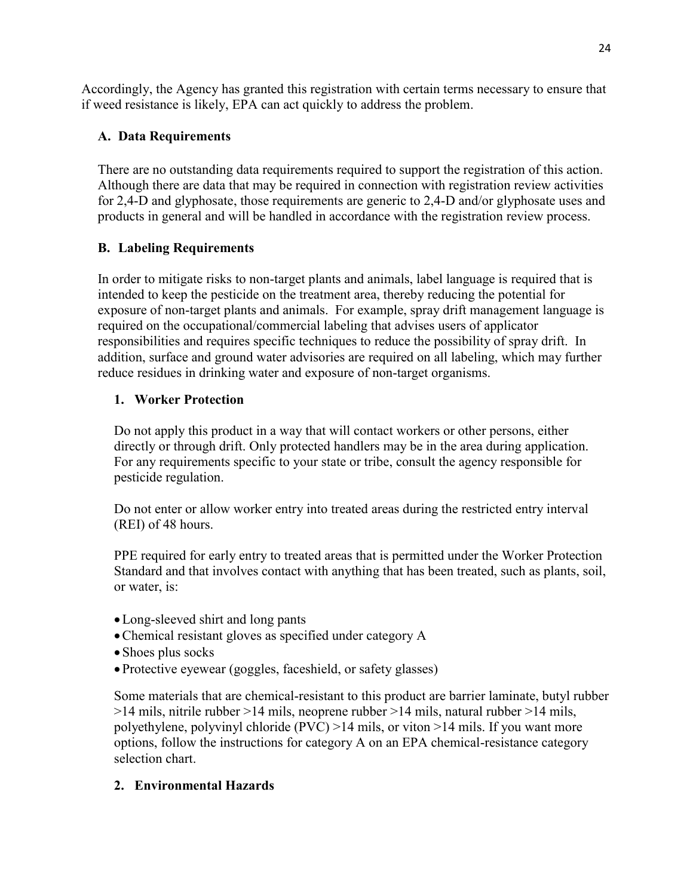Accordingly, the Agency has granted this registration with certain terms necessary to ensure that if weed resistance is likely, EPA can act quickly to address the problem.

### A. Data Requirements

There are no outstanding data requirements required to support the registration of this action. Although there are data that may be required in connection with registration review activities for 2,4-D and glyphosate, those requirements are generic to 2,4-D and/or glyphosate uses and products in general and will be handled in accordance with the registration review process.

### B. Labeling Requirements

In order to mitigate risks to non-target plants and animals, label language is required that is intended to keep the pesticide on the treatment area, thereby reducing the potential for exposure of non-target plants and animals. For example, spray drift management language is required on the occupational/commercial labeling that advises users of applicator responsibilities and requires specific techniques to reduce the possibility of spray drift. In addition, surface and ground water advisories are required on all labeling, which may further reduce residues in drinking water and exposure of non-target organisms.

#### 1. Worker Protection

Do not apply this product in a way that will contact workers or other persons, either directly or through drift. Only protected handlers may be in the area during application. For any requirements specific to your state or tribe, consult the agency responsible for pesticide regulation.

Do not enter or allow worker entry into treated areas during the restricted entry interval (REI) of 48 hours.

PPE required for early entry to treated areas that is permitted under the Worker Protection Standard and that involves contact with anything that has been treated, such as plants, soil, or water, is:

- Long-sleeved shirt and long pants
- Chemical resistant gloves as specified under category A
- Shoes plus socks
- Protective eyewear (goggles, faceshield, or safety glasses)

Some materials that are chemical-resistant to this product are barrier laminate, butyl rubber >14 mils, nitrile rubber >14 mils, neoprene rubber >14 mils, natural rubber >14 mils, polyethylene, polyvinyl chloride (PVC) >14 mils, or viton >14 mils. If you want more options, follow the instructions for category A on an EPA chemical-resistance category selection chart.

#### 2. Environmental Hazards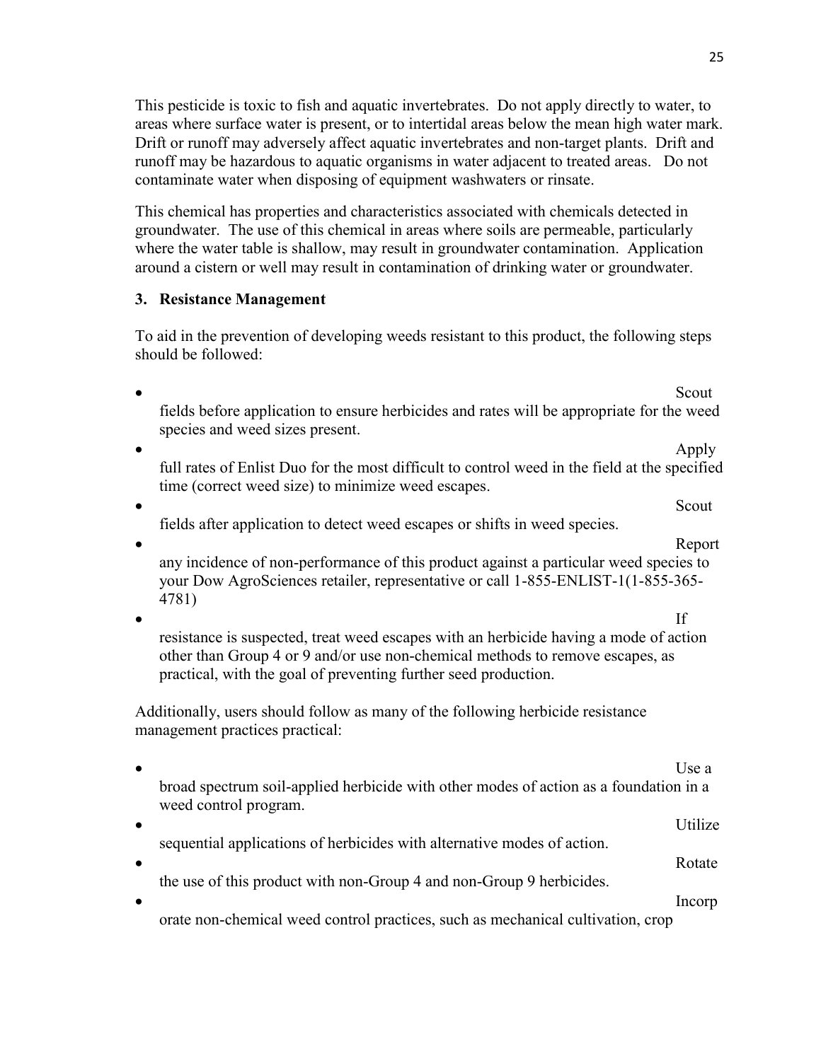This pesticide is toxic to fish and aquatic invertebrates. Do not apply directly to water, to areas where surface water is present, or to intertidal areas below the mean high water mark. Drift or runoff may adversely affect aquatic invertebrates and non-target plants. Drift and runoff may be hazardous to aquatic organisms in water adjacent to treated areas. Do not contaminate water when disposing of equipment washwaters or rinsate.

This chemical has properties and characteristics associated with chemicals detected in groundwater. The use of this chemical in areas where soils are permeable, particularly where the water table is shallow, may result in groundwater contamination. Application around a cistern or well may result in contamination of drinking water or groundwater.

**3. Resistance Management**

To aid in the prevention of developing weeds resistant to this product, the following steps should be followed:

- Scout fields before application to ensure herbicides and rates will be appropriate for the weed species and weed sizes present.
- Apply full rates of Enlist Duo for the most difficult to control weed in the field at the specified time (correct weed size) to minimize weed escapes.
- Scout fields after application to detect weed escapes or shifts in weed species.
- Report any incidence of non-performance of this product against a particular weed species to your Dow AgroSciences retailer, representative or call 1-855-ENLIST-1(1-855-365-4781)
- If resistance is suspected, treat weed escapes with an herbicide having a mode of action other than Group 4 or 9 and/or use non-chemical methods to remove escapes, as practical, with the goal of preventing further seed production.

Additionally, users should follow as many of the following herbicide resistance management practices practical:

- Use a broad spectrum soil-applied herbicide with other modes of action as a foundation in a weed control program.
- Utilize sequential applications of herbicides with alternative modes of action.
- Rotate the use of this product with non-Group 4 and non-Group 9 herbicides.
- Incorporate non-chemical weed control practices, such as mechanical cultivation, crop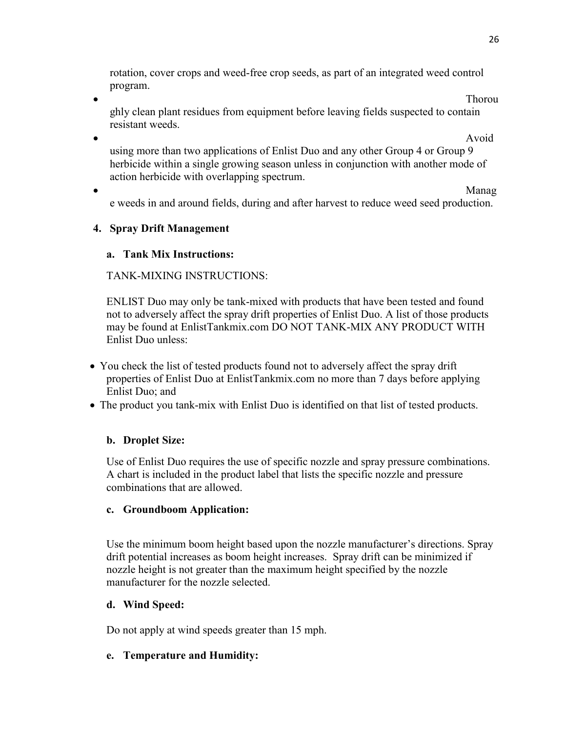rotation, cover crops and weed-free crop seeds, as part of an integrated weed control program.

- Thoroughly clean plant residues from equipment before leaving fields suspected to contain resistant weeds.
- Avoid using more than two applications of Enlist Duo and any other Group 4 or Group 9 herbicide within a single growing season unless in conjunction with another mode of action herbicide with overlapping spectrum.
- Manage weeds in and around fields, during and after harvest to reduce weed seed production.

**4. Spray Drift Management**

**a. Tank Mix Instructions:**

TANK-MIXING INSTRUCTIONS:

ENLIST Duo may only be tank-mixed with products that have been tested and found not to adversely affect the spray drift properties of Enlist Duo. A list of those products may be found at EnlistTankmix.com DO NOT TANK-MIX ANY PRODUCT WITH Enlist Duo unless:

- You check the list of tested products found not to adversely affect the spray drift properties of Enlist Duo at EnlistTankmix.com no more than 7 days before applying Enlist Duo; and
- The product you tank-mix with Enlist Duo is identified on that list of tested products.

**b. Droplet Size:**

Use of Enlist Duo requires the use of specific nozzle and spray pressure combinations. A chart is included in the product label that lists the specific nozzle and pressure combinations that are allowed.

**c. Groundboom Application:**

Use the minimum boom height based upon the nozzle manufacturer's directions. Spray drift potential increases as boom height increases. Spray drift can be minimized if nozzle height is not greater than the maximum height specified by the nozzle manufacturer for the nozzle selected.

**d. Wind Speed:**

Do not apply at wind speeds greater than 15 mph.

**e. Temperature and Humidity:**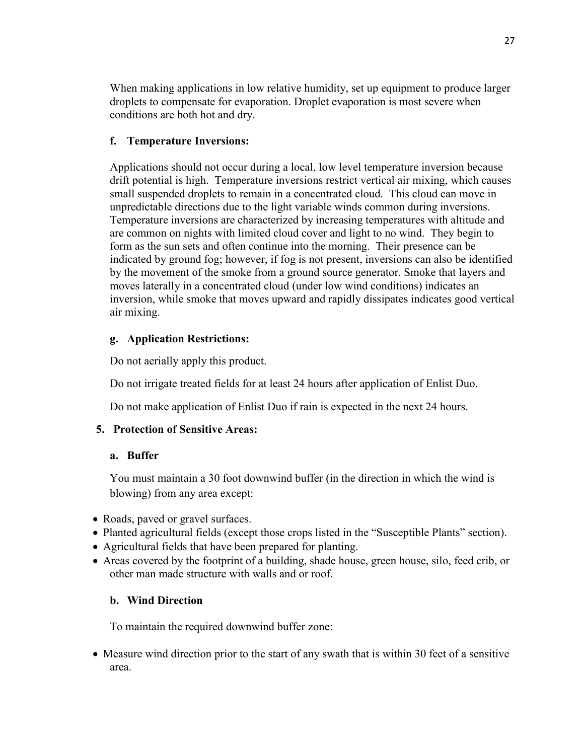When making applications in low relative humidity, set up equipment to produce larger droplets to compensate for evaporation. Droplet evaporation is most severe when conditions are both hot and dry.

**f. Temperature Inversions:**

Applications should not occur during a local, low level temperature inversion because drift potential is high. Temperature inversions restrict vertical air mixing, which causes small suspended droplets to remain in a concentrated cloud. This cloud can move in unpredictable directions due to the light variable winds common during inversions. Temperature inversions are characterized by increasing temperatures with altitude and are common on nights with limited cloud cover and light to no wind. They begin to form as the sun sets and often continue into the morning. Their presence can be indicated by ground fog; however, if fog is not present, inversions can also be identified by the movement of the smoke from a ground source generator. Smoke that layers and moves laterally in a concentrated cloud (under low wind conditions) indicates an inversion, while smoke that moves upward and rapidly dissipates indicates good vertical air mixing.

**g. Application Restrictions:**

Do not aerially apply this product.

Do not irrigate treated fields for at least 24 hours after application of Enlist Duo.

Do not make application of Enlist Duo if rain is expected in the next 24 hours.

**5. Protection of Sensitive Areas:**

**a. Buffer**

You must maintain a 30 foot downwind buffer (in the direction in which the wind is blowing) from any area except:

- Roads, paved or gravel surfaces.
- Planted agricultural fields (except those crops listed in the "Susceptible Plants" section).
- Agricultural fields that have been prepared for planting.
- Areas covered by the footprint of a building, shade house, green house, silo, feed crib, or other man made structure with walls and or roof.

**b. Wind Direction**

To maintain the required downwind buffer zone:

- Measure wind direction prior to the start of any swath that is within 30 feet of a sensitive area.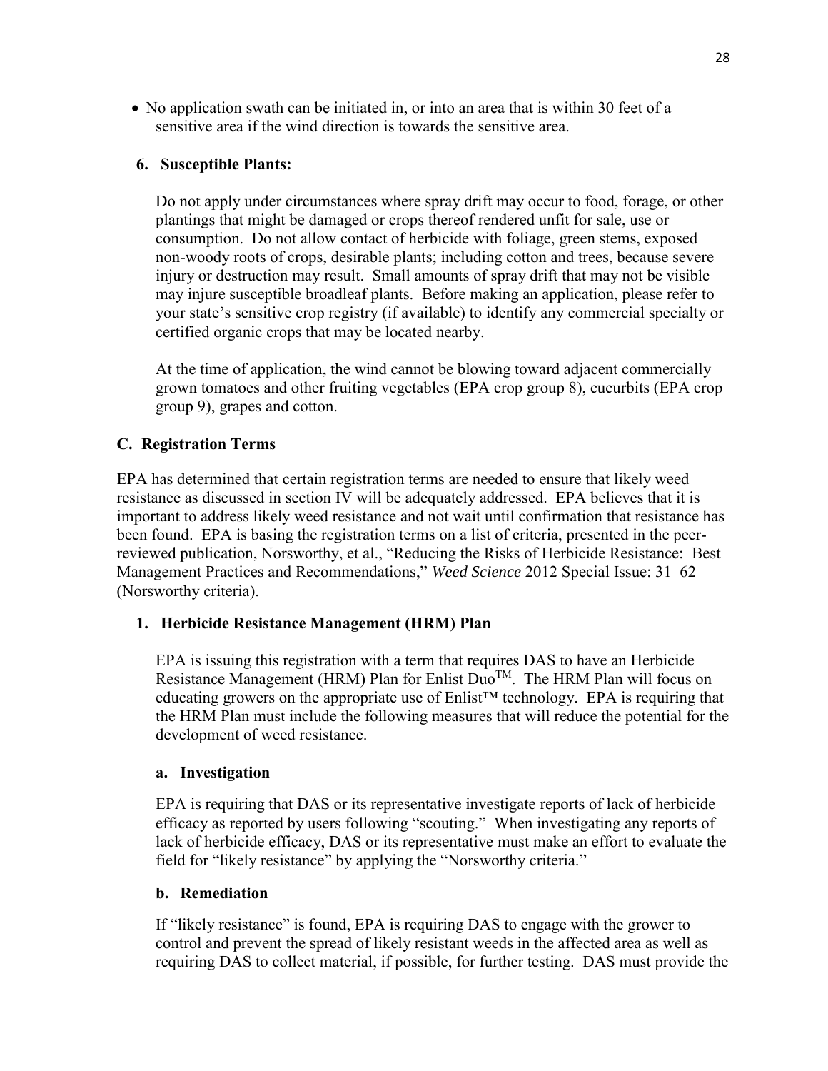- No application swath can be initiated in, or into an area that is within 30 feet of a sensitive area if the wind direction is towards the sensitive area.

**6. Susceptible Plants:**

Do not apply under circumstances where spray drift may occur to food, forage, or other plantings that might be damaged or crops thereof rendered unfit for sale, use or consumption. Do not allow contact of herbicide with foliage, green stems, exposed non-woody roots of crops, desirable plants; including cotton and trees, because severe injury or destruction may result. Small amounts of spray drift that may not be visible may injure susceptible broadleaf plants. Before making an application, please refer to your state's sensitive crop registry (if available) to identify any commercial specialty or certified organic crops that may be located nearby.

At the time of application, the wind cannot be blowing toward adjacent commercially grown tomatoes and other fruiting vegetables (EPA crop group 8), cucurbits (EPA crop group 9), grapes and cotton.

### C. Registration Terms

EPA has determined that certain registration terms are needed to ensure that likely weed resistance as discussed in section IV will be adequately addressed. EPA believes that it is important to address likely weed resistance and not wait until confirmation that resistance has been found. EPA is basing the registration terms on a list of criteria, presented in the peer-reviewed publication, Norsworthy, et al., "Reducing the Risks of Herbicide Resistance: Best Management Practices and Recommendations," *Weed Science* 2012 Special Issue: 31–62 (Norsworthy criteria).

#### 1. Herbicide Resistance Management (HRM) Plan

EPA is issuing this registration with a term that requires DAS to have an Herbicide Resistance Management (HRM) Plan for Enlist Duo™. The HRM Plan will focus on educating growers on the appropriate use of Enlist™ technology. EPA is requiring that the HRM Plan must include the following measures that will reduce the potential for the development of weed resistance.

**a. Investigation**

EPA is requiring that DAS or its representative investigate reports of lack of herbicide efficacy as reported by users following "scouting." When investigating any reports of lack of herbicide efficacy, DAS or its representative must make an effort to evaluate the field for "likely resistance" by applying the "Norsworthy criteria."

**b. Remediation**

If "likely resistance" is found, EPA is requiring DAS to engage with the grower to control and prevent the spread of likely resistant weeds in the affected area as well as requiring DAS to collect material, if possible, for further testing. DAS must provide the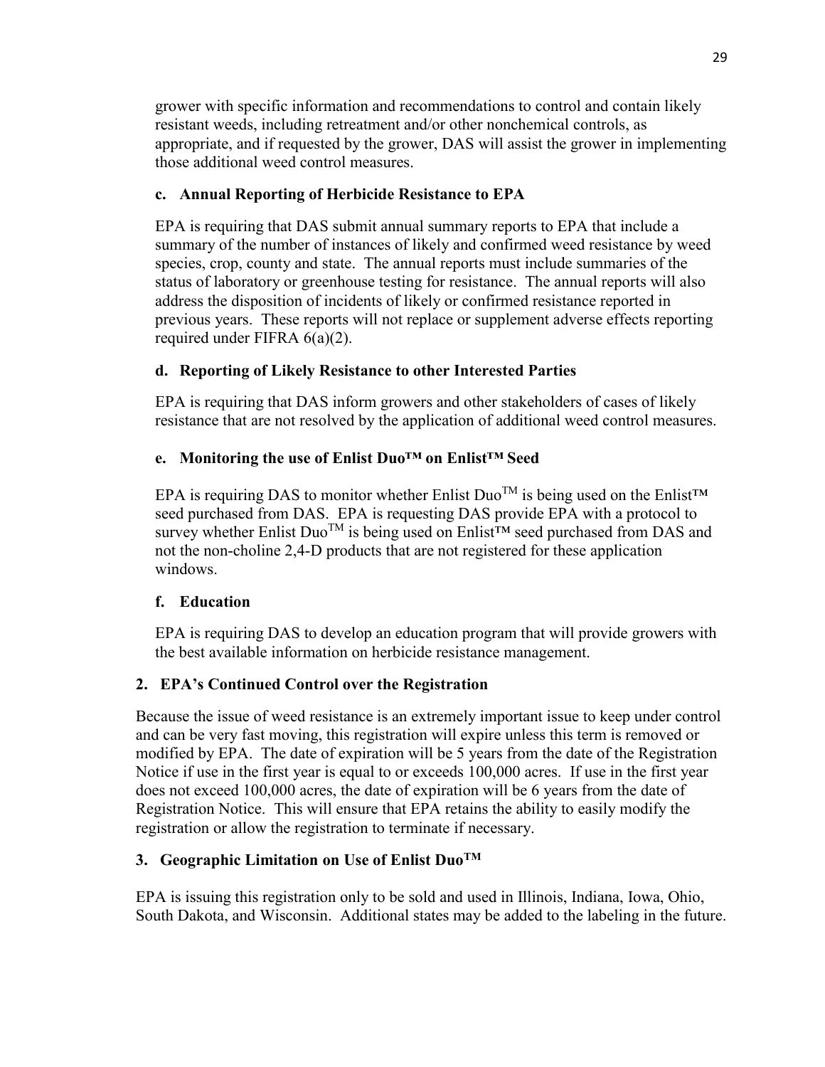grower with specific information and recommendations to control and contain likely resistant weeds, including retreatment and/or other nonchemical controls, as appropriate, and if requested by the grower, DAS will assist the grower in implementing those additional weed control measures.

**c. Annual Reporting of Herbicide Resistance to EPA**

EPA is requiring that DAS submit annual summary reports to EPA that include a summary of the number of instances of likely and confirmed weed resistance by weed species, crop, county and state. The annual reports must include summaries of the status of laboratory or greenhouse testing for resistance. The annual reports will also address the disposition of incidents of likely or confirmed resistance reported in previous years. These reports will not replace or supplement adverse effects reporting required under FIFRA 6(a)(2).

**d. Reporting of Likely Resistance to other Interested Parties**

EPA is requiring that DAS inform growers and other stakeholders of cases of likely resistance that are not resolved by the application of additional weed control measures.

**e. Monitoring the use of Enlist Duo™ on Enlist™ Seed**

EPA is requiring DAS to monitor whether Enlist Duo™ is being used on the Enlist™ seed purchased from DAS. EPA is requesting DAS provide EPA with a protocol to survey whether Enlist Duo™ is being used on Enlist™ seed purchased from DAS and not the non-choline 2,4-D products that are not registered for these application windows.

**f. Education**

EPA is requiring DAS to develop an education program that will provide growers with the best available information on herbicide resistance management.

### 2. EPA's Continued Control over the Registration

Because the issue of weed resistance is an extremely important issue to keep under control and can be very fast moving, this registration will expire unless this term is removed or modified by EPA. The date of expiration will be 5 years from the date of the Registration Notice if use in the first year is equal to or exceeds 100,000 acres. If use in the first year does not exceed 100,000 acres, the date of expiration will be 6 years from the date of Registration Notice. This will ensure that EPA retains the ability to easily modify the registration or allow the registration to terminate if necessary.

### 3. Geographic Limitation on Use of Enlist Duo™

EPA is issuing this registration only to be sold and used in Illinois, Indiana, Iowa, Ohio, South Dakota, and Wisconsin. Additional states may be added to the labeling in the future.